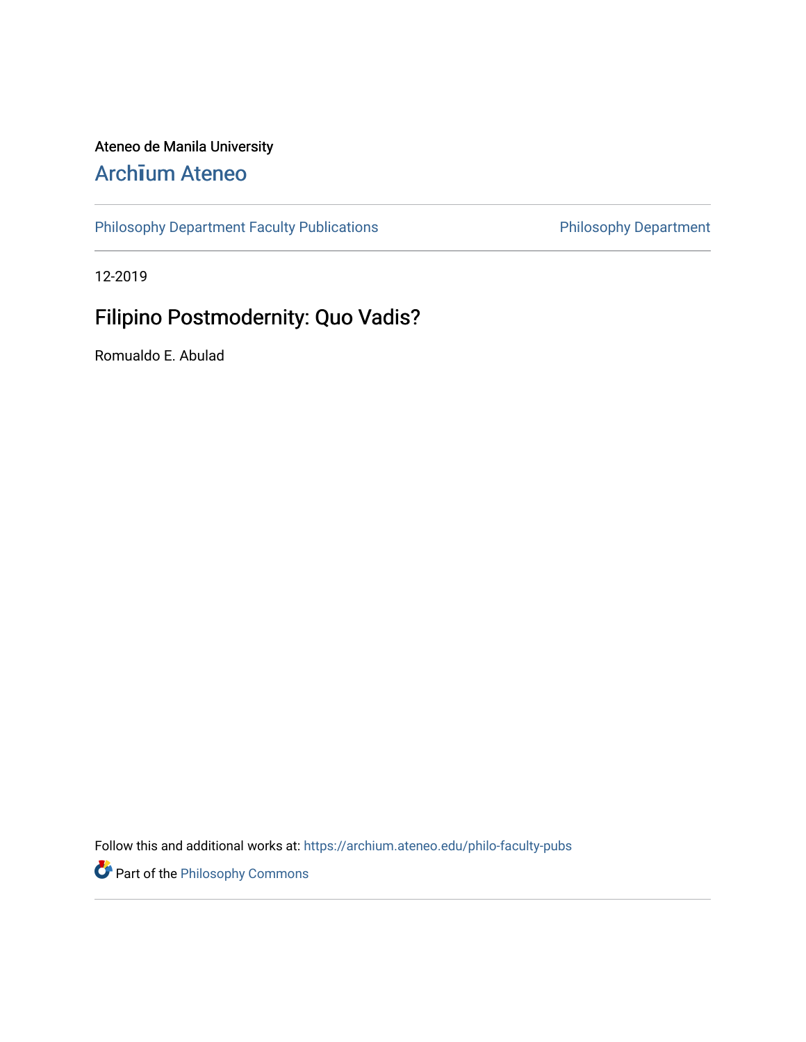Ateneo de Manila University

Archīum Ateneo

Philosophy Department Faculty Publications | Philosophy Department

12-2019

# Filipino Postmodernity: Quo Vadis?

Romualdo E. Abulad

Follow this and additional works at: https://archium.ateneo.edu/philo-faculty-pubs

Part of the Philosophy Commons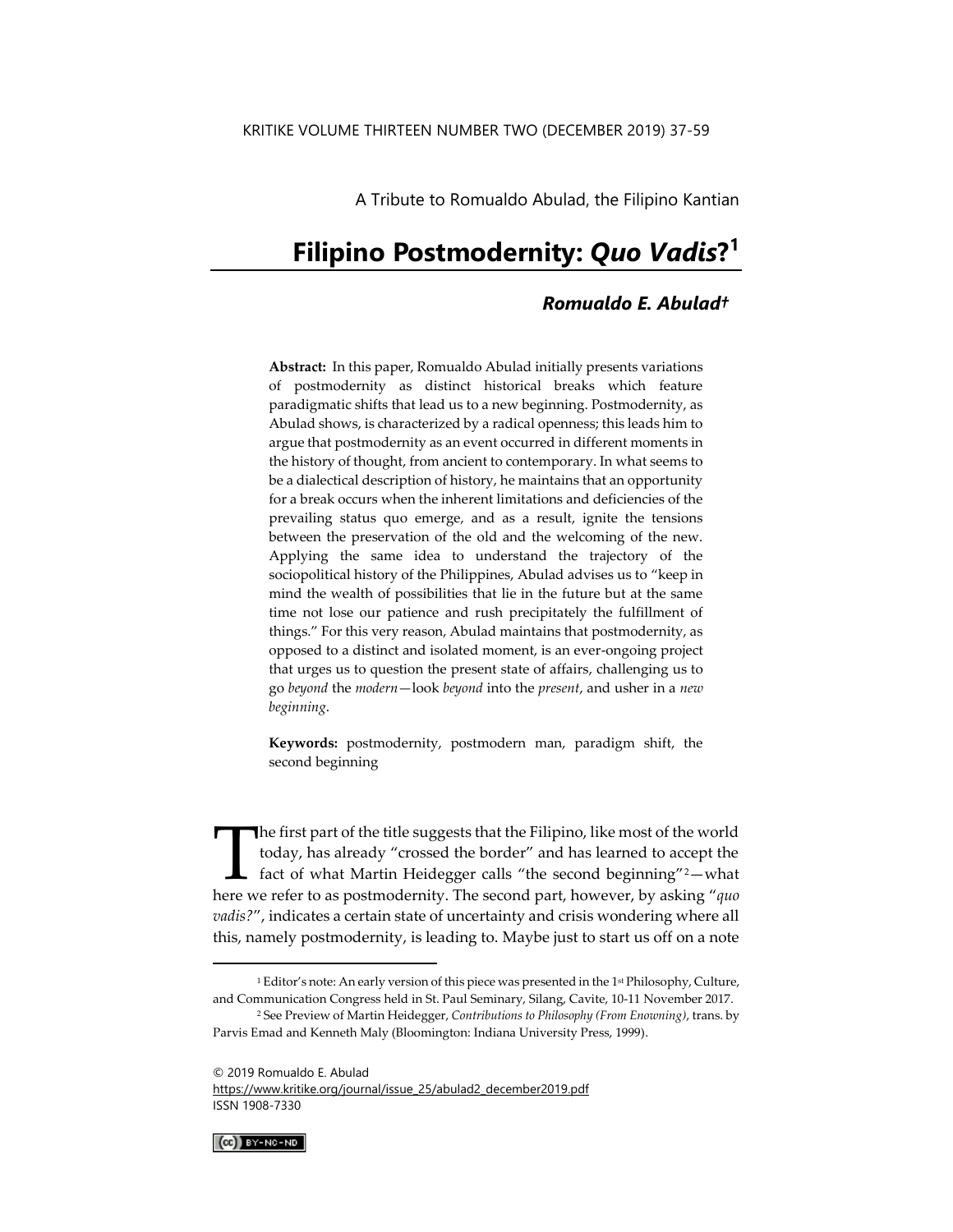A Tribute to Romualdo Abulad, the Filipino Kantian

# Filipino Postmodernity: *Quo Vadis*?[1]

***Romualdo E. Abulad†***

**Abstract:** In this paper, Romualdo Abulad initially presents variations of postmodernity as distinct historical breaks which feature paradigmatic shifts that lead us to a new beginning. Postmodernity, as Abulad shows, is characterized by a radical openness; this leads him to argue that postmodernity as an event occurred in different moments in the history of thought, from ancient to contemporary. In what seems to be a dialectical description of history, he maintains that an opportunity for a break occurs when the inherent limitations and deficiencies of the prevailing status quo emerge, and as a result, ignite the tensions between the preservation of the old and the welcoming of the new. Applying the same idea to understand the trajectory of the sociopolitical history of the Philippines, Abulad advises us to "keep in mind the wealth of possibilities that lie in the future but at the same time not lose our patience and rush precipitately the fulfillment of things." For this very reason, Abulad maintains that postmodernity, as opposed to a distinct and isolated moment, is an ever-ongoing project that urges us to question the present state of affairs, challenging us to go *beyond* the *modern*—look *beyond* into the *present*, and usher in a *new beginning*.

**Keywords:** postmodernity, postmodern man, paradigm shift, the second beginning

The first part of the title suggests that the Filipino, like most of the world today, has already "crossed the border" and has learned to accept the fact of what Martin Heidegger calls "the second beginning"[2]—what here we refer to as postmodernity. The second part, however, by asking "*quo vadis?*", indicates a certain state of uncertainty and crisis wondering where all this, namely postmodernity, is leading to. Maybe just to start us off on a note

---

[1] Editor's note: An early version of this piece was presented in the 1st Philosophy, Culture, and Communication Congress held in St. Paul Seminary, Silang, Cavite, 10-11 November 2017.

[2] See Preview of Martin Heidegger, *Contributions to Philosophy (From Enowning)*, trans. by Parvis Emad and Kenneth Maly (Bloomington: Indiana University Press, 1999).

© 2019 Romualdo E. Abulad
https://www.kritike.org/journal/issue_25/abulad2_december2019.pdf
ISSN 1908-7330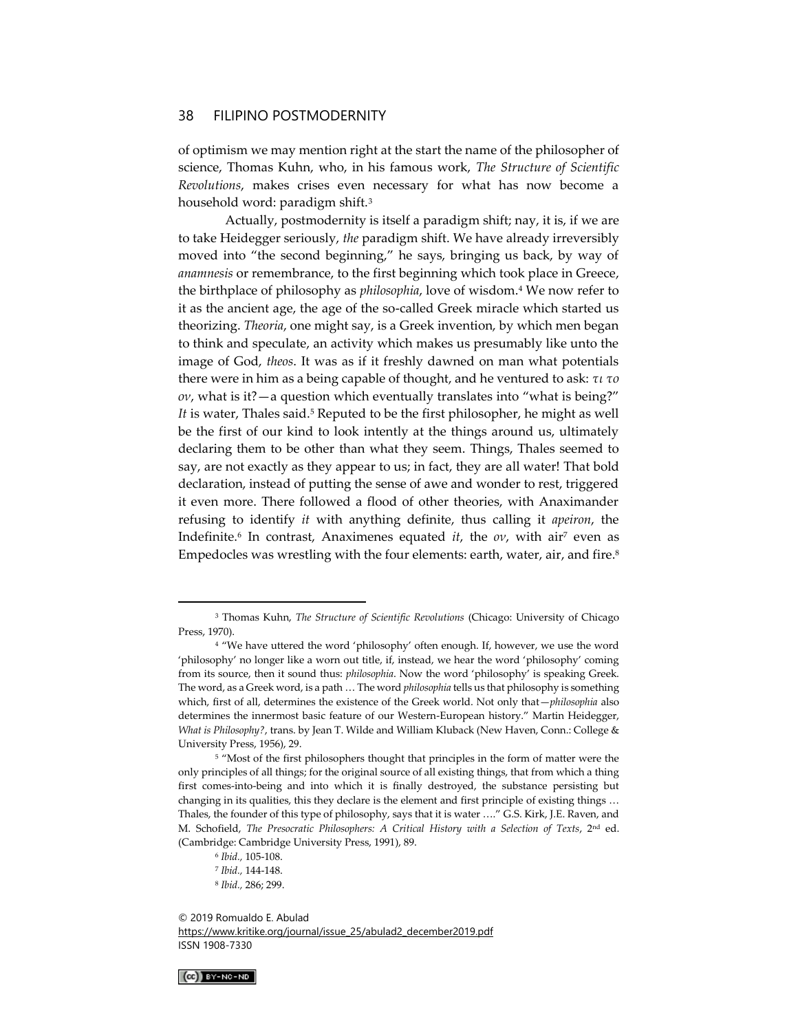of optimism we may mention right at the start the name of the philosopher of science, Thomas Kuhn, who, in his famous work, *The Structure of Scientific Revolutions*, makes crises even necessary for what has now become a household word: paradigm shift.[3]

Actually, postmodernity is itself a paradigm shift; nay, it is, if we are to take Heidegger seriously, *the* paradigm shift. We have already irreversibly moved into "the second beginning," he says, bringing us back, by way of *anamnesis* or remembrance, to the first beginning which took place in Greece, the birthplace of philosophy as *philosophia*, love of wisdom.[4] We now refer to it as the ancient age, the age of the so-called Greek miracle which started us theorizing. *Theoria*, one might say, is a Greek invention, by which men began to think and speculate, an activity which makes us presumably like unto the image of God, *theos*. It was as if it freshly dawned on man what potentials there were in him as a being capable of thought, and he ventured to ask: *τι το ον*, what is it?—a question which eventually translates into "what is being?" *It* is water, Thales said.[5] Reputed to be the first philosopher, he might as well be the first of our kind to look intently at the things around us, ultimately declaring them to be other than what they seem. Things, Thales seemed to say, are not exactly as they appear to us; in fact, they are all water! That bold declaration, instead of putting the sense of awe and wonder to rest, triggered it even more. There followed a flood of other theories, with Anaximander refusing to identify *it* with anything definite, thus calling it *apeiron*, the Indefinite.[6] In contrast, Anaximenes equated *it*, the *ον*, with air[7] even as Empedocles was wrestling with the four elements: earth, water, air, and fire.[8]

---

[3] Thomas Kuhn, *The Structure of Scientific Revolutions* (Chicago: University of Chicago Press, 1970).

[4] "We have uttered the word 'philosophy' often enough. If, however, we use the word 'philosophy' no longer like a worn out title, if, instead, we hear the word 'philosophy' coming from its source, then it sound thus: *philosophia*. Now the word 'philosophy' is speaking Greek. The word, as a Greek word, is a path … The word *philosophia* tells us that philosophy is something which, first of all, determines the existence of the Greek world. Not only that—*philosophia* also determines the innermost basic feature of our Western-European history." Martin Heidegger, *What is Philosophy?*, trans. by Jean T. Wilde and William Kluback (New Haven, Conn.: College & University Press, 1956), 29.

[5] "Most of the first philosophers thought that principles in the form of matter were the only principles of all things; for the original source of all existing things, that from which a thing first comes-into-being and into which it is finally destroyed, the substance persisting but changing in its qualities, this they declare is the element and first principle of existing things … Thales, the founder of this type of philosophy, says that it is water …." G.S. Kirk, J.E. Raven, and M. Schofield, *The Presocratic Philosophers: A Critical History with a Selection of Texts*, 2nd ed. (Cambridge: Cambridge University Press, 1991), 89.

[6] *Ibid.,* 105-108.

[7] *Ibid.,* 144-148.

[8] *Ibid.,* 286; 299.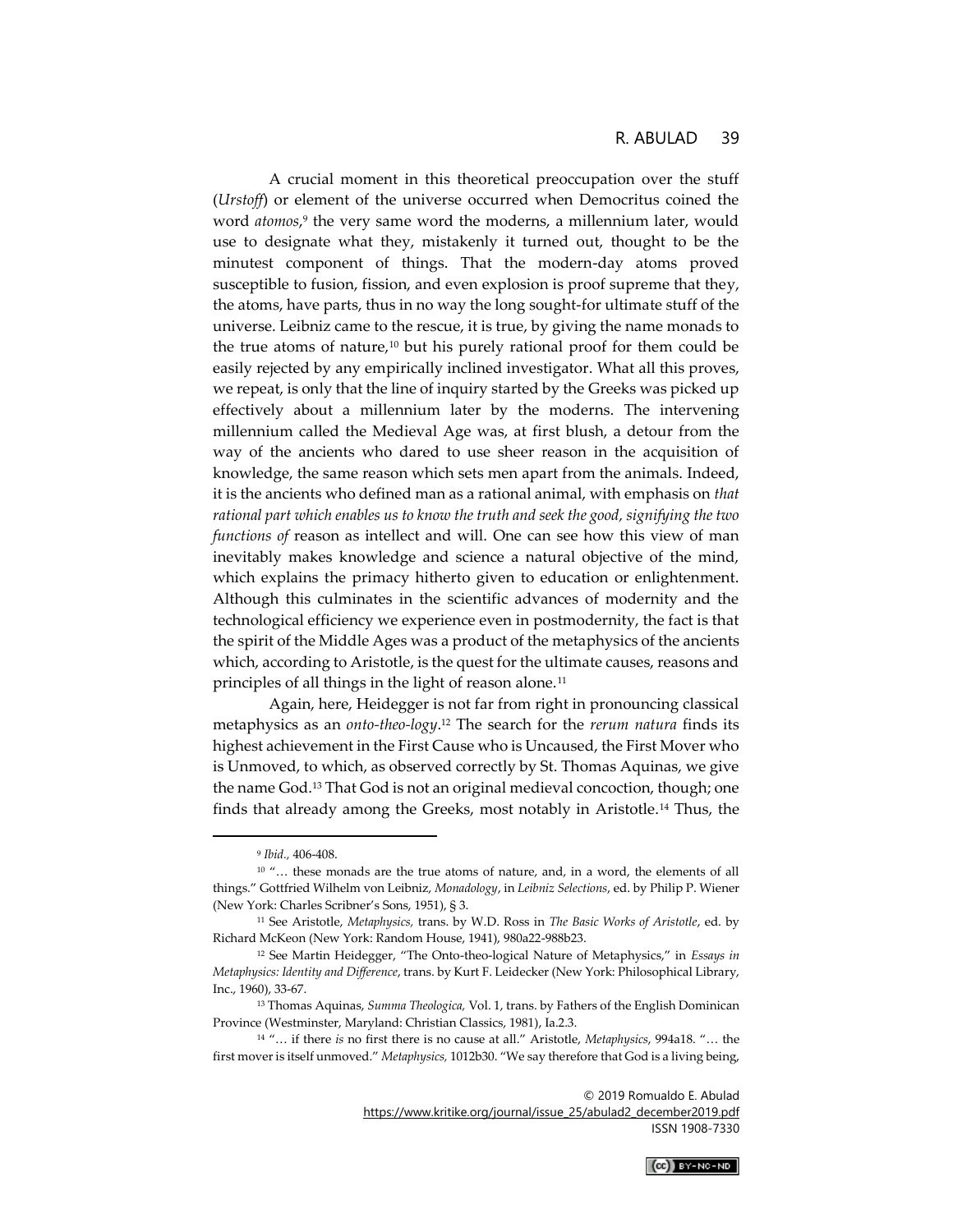A crucial moment in this theoretical preoccupation over the stuff (*Urstoff*) or element of the universe occurred when Democritus coined the word *atomos*,[9] the very same word the moderns, a millennium later, would use to designate what they, mistakenly it turned out, thought to be the minutest component of things. That the modern-day atoms proved susceptible to fusion, fission, and even explosion is proof supreme that they, the atoms, have parts, thus in no way the long sought-for ultimate stuff of the universe. Leibniz came to the rescue, it is true, by giving the name monads to the true atoms of nature,[10] but his purely rational proof for them could be easily rejected by any empirically inclined investigator. What all this proves, we repeat, is only that the line of inquiry started by the Greeks was picked up effectively about a millennium later by the moderns. The intervening millennium called the Medieval Age was, at first blush, a detour from the way of the ancients who dared to use sheer reason in the acquisition of knowledge, the same reason which sets men apart from the animals. Indeed, it is the ancients who defined man as a rational animal, with emphasis on *that rational part which enables us to know the truth and seek the good, signifying the two functions of* reason as intellect and will. One can see how this view of man inevitably makes knowledge and science a natural objective of the mind, which explains the primacy hitherto given to education or enlightenment. Although this culminates in the scientific advances of modernity and the technological efficiency we experience even in postmodernity, the fact is that the spirit of the Middle Ages was a product of the metaphysics of the ancients which, according to Aristotle, is the quest for the ultimate causes, reasons and principles of all things in the light of reason alone.[11]

Again, here, Heidegger is not far from right in pronouncing classical metaphysics as an *onto-theo-logy*.[12] The search for the *rerum natura* finds its highest achievement in the First Cause who is Uncaused, the First Mover who is Unmoved, to which, as observed correctly by St. Thomas Aquinas, we give the name God.[13] That God is not an original medieval concoction, though; one finds that already among the Greeks, most notably in Aristotle.[14] Thus, the

---

[9] *Ibid.,* 406-408.

[10] "… these monads are the true atoms of nature, and, in a word, the elements of all things." Gottfried Wilhelm von Leibniz, *Monadology*, in *Leibniz Selections*, ed. by Philip P. Wiener (New York: Charles Scribner's Sons, 1951), § 3.

[11] See Aristotle, *Metaphysics,* trans. by W.D. Ross in *The Basic Works of Aristotle*, ed. by Richard McKeon (New York: Random House, 1941), 980a22-988b23.

[12] See Martin Heidegger, "The Onto-theo-logical Nature of Metaphysics," in *Essays in Metaphysics: Identity and Difference*, trans. by Kurt F. Leidecker (New York: Philosophical Library, Inc., 1960), 33-67.

[13] Thomas Aquinas, *Summa Theologica,* Vol. 1, trans. by Fathers of the English Dominican Province (Westminster, Maryland: Christian Classics, 1981), Ia.2.3.

[14] "… if there *is* no first there is no cause at all." Aristotle, *Metaphysics,* 994a18. "… the first mover is itself unmoved." *Metaphysics,* 1012b30. "We say therefore that God is a living being,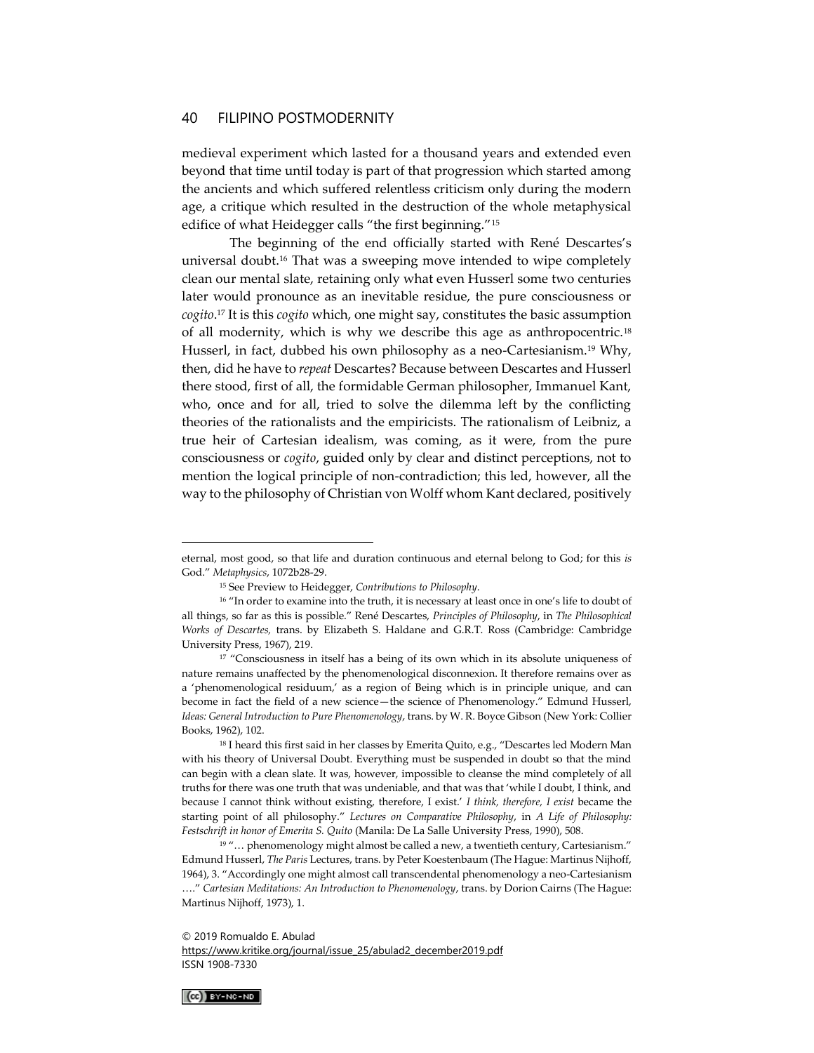medieval experiment which lasted for a thousand years and extended even beyond that time until today is part of that progression which started among the ancients and which suffered relentless criticism only during the modern age, a critique which resulted in the destruction of the whole metaphysical edifice of what Heidegger calls "the first beginning."[15]

The beginning of the end officially started with René Descartes's universal doubt.[16] That was a sweeping move intended to wipe completely clean our mental slate, retaining only what even Husserl some two centuries later would pronounce as an inevitable residue, the pure consciousness or *cogito*.[17] It is this *cogito* which, one might say, constitutes the basic assumption of all modernity, which is why we describe this age as anthropocentric.[18] Husserl, in fact, dubbed his own philosophy as a neo-Cartesianism.[19] Why, then, did he have to *repeat* Descartes? Because between Descartes and Husserl there stood, first of all, the formidable German philosopher, Immanuel Kant, who, once and for all, tried to solve the dilemma left by the conflicting theories of the rationalists and the empiricists. The rationalism of Leibniz, a true heir of Cartesian idealism, was coming, as it were, from the pure consciousness or *cogito*, guided only by clear and distinct perceptions, not to mention the logical principle of non-contradiction; this led, however, all the way to the philosophy of Christian von Wolff whom Kant declared, positively

---

eternal, most good, so that life and duration continuous and eternal belong to God; for this *is* God." *Metaphysics*, 1072b28-29.

[15] See Preview to Heidegger, *Contributions to Philosophy*.

[16] "In order to examine into the truth, it is necessary at least once in one's life to doubt of all things, so far as this is possible." René Descartes, *Principles of Philosophy*, in *The Philosophical Works of Descartes,* trans. by Elizabeth S. Haldane and G.R.T. Ross (Cambridge: Cambridge University Press, 1967), 219.

[17] "Consciousness in itself has a being of its own which in its absolute uniqueness of nature remains unaffected by the phenomenological disconnexion. It therefore remains over as a 'phenomenological residuum,' as a region of Being which is in principle unique, and can become in fact the field of a new science—the science of Phenomenology." Edmund Husserl, *Ideas: General Introduction to Pure Phenomenology*, trans. by W. R. Boyce Gibson (New York: Collier Books, 1962), 102.

[18] I heard this first said in her classes by Emerita Quito, e.g., "Descartes led Modern Man with his theory of Universal Doubt. Everything must be suspended in doubt so that the mind can begin with a clean slate. It was, however, impossible to cleanse the mind completely of all truths for there was one truth that was undeniable, and that was that 'while I doubt, I think, and because I cannot think without existing, therefore, I exist.' *I think, therefore, I exist* became the starting point of all philosophy." *Lectures on Comparative Philosophy*, in *A Life of Philosophy: Festschrift in honor of Emerita S. Quito* (Manila: De La Salle University Press, 1990), 508.

[19] "… phenomenology might almost be called a new, a twentieth century, Cartesianism." Edmund Husserl, *The Paris* Lectures, trans. by Peter Koestenbaum (The Hague: Martinus Nijhoff, 1964), 3. "Accordingly one might almost call transcendental phenomenology a neo-Cartesianism …." *Cartesian Meditations: An Introduction to Phenomenology*, trans. by Dorion Cairns (The Hague: Martinus Nijhoff, 1973), 1.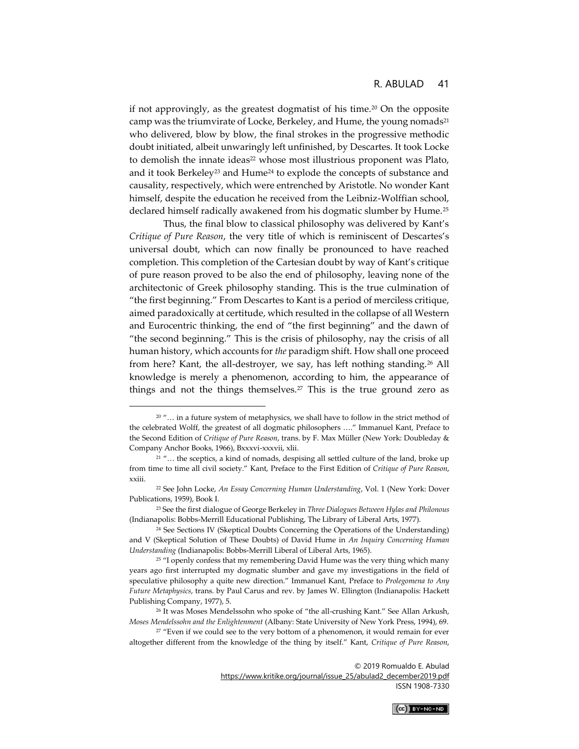if not approvingly, as the greatest dogmatist of his time.[20] On the opposite camp was the triumvirate of Locke, Berkeley, and Hume, the young nomads[21] who delivered, blow by blow, the final strokes in the progressive methodic doubt initiated, albeit unwaringly left unfinished, by Descartes. It took Locke to demolish the innate ideas[22] whose most illustrious proponent was Plato, and it took Berkeley[23] and Hume[24] to explode the concepts of substance and causality, respectively, which were entrenched by Aristotle. No wonder Kant himself, despite the education he received from the Leibniz-Wolffian school, declared himself radically awakened from his dogmatic slumber by Hume.[25]

Thus, the final blow to classical philosophy was delivered by Kant's *Critique of Pure Reason*, the very title of which is reminiscent of Descartes's universal doubt, which can now finally be pronounced to have reached completion. This completion of the Cartesian doubt by way of Kant's critique of pure reason proved to be also the end of philosophy, leaving none of the architectonic of Greek philosophy standing. This is the true culmination of "the first beginning." From Descartes to Kant is a period of merciless critique, aimed paradoxically at certitude, which resulted in the collapse of all Western and Eurocentric thinking, the end of "the first beginning" and the dawn of "the second beginning." This is the crisis of philosophy, nay the crisis of all human history, which accounts for *the* paradigm shift. How shall one proceed from here? Kant, the all-destroyer, we say, has left nothing standing.[26] All knowledge is merely a phenomenon, according to him, the appearance of things and not the things themselves.[27] This is the true ground zero as

---

[20] "… in a future system of metaphysics, we shall have to follow in the strict method of the celebrated Wolff, the greatest of all dogmatic philosophers …." Immanuel Kant, Preface to the Second Edition of *Critique of Pure Reason*, trans. by F. Max Müller (New York: Doubleday & Company Anchor Books, 1966), Bxxxvi-xxxvii, xlii.

[21] "… the sceptics, a kind of nomads, despising all settled culture of the land, broke up from time to time all civil society." Kant, Preface to the First Edition of *Critique of Pure Reason*, xxiii.

[22] See John Locke, *An Essay Concerning Human Understanding*, Vol. 1 (New York: Dover Publications, 1959), Book I.

[23] See the first dialogue of George Berkeley in *Three Dialogues Between Hylas and Philonous* (Indianapolis: Bobbs-Merrill Educational Publishing, The Library of Liberal Arts, 1977).

[24] See Sections IV (Skeptical Doubts Concerning the Operations of the Understanding) and V (Skeptical Solution of These Doubts) of David Hume in *An Inquiry Concerning Human Understanding* (Indianapolis: Bobbs-Merrill Liberal of Liberal Arts, 1965).

[25] "I openly confess that my remembering David Hume was the very thing which many years ago first interrupted my dogmatic slumber and gave my investigations in the field of speculative philosophy a quite new direction." Immanuel Kant, Preface to *Prolegomena to Any Future Metaphysics*, trans. by Paul Carus and rev. by James W. Ellington (Indianapolis: Hackett Publishing Company, 1977), 5.

[26] It was Moses Mendelssohn who spoke of "the all-crushing Kant." See Allan Arkush, *Moses Mendelssohn and the Enlightenment* (Albany: State University of New York Press, 1994), 69.

[27] "Even if we could see to the very bottom of a phenomenon, it would remain for ever altogether different from the knowledge of the thing by itself." Kant, *Critique of Pure Reason*,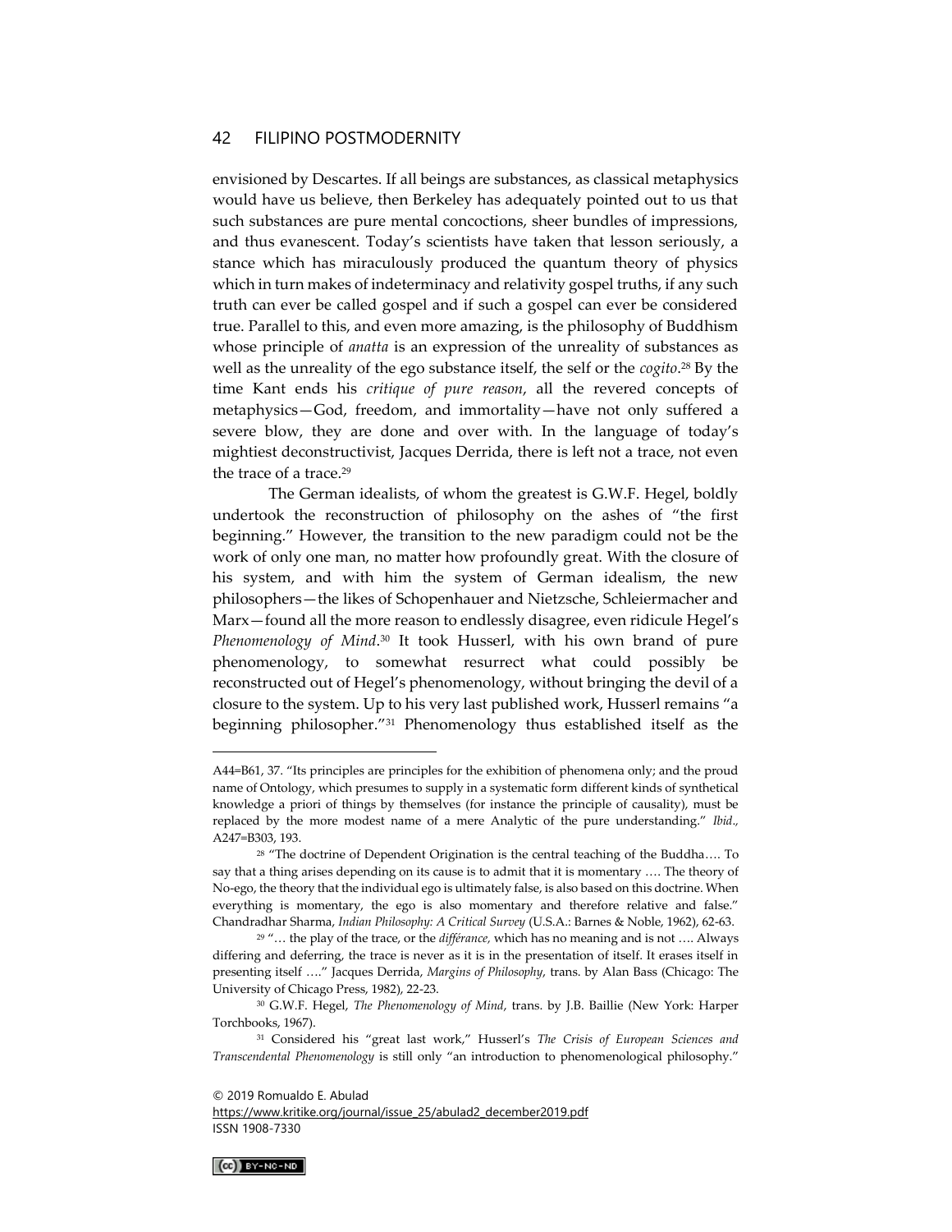envisioned by Descartes. If all beings are substances, as classical metaphysics would have us believe, then Berkeley has adequately pointed out to us that such substances are pure mental concoctions, sheer bundles of impressions, and thus evanescent. Today's scientists have taken that lesson seriously, a stance which has miraculously produced the quantum theory of physics which in turn makes of indeterminacy and relativity gospel truths, if any such truth can ever be called gospel and if such a gospel can ever be considered true. Parallel to this, and even more amazing, is the philosophy of Buddhism whose principle of *anatta* is an expression of the unreality of substances as well as the unreality of the ego substance itself, the self or the *cogito*.[28] By the time Kant ends his *critique of pure reason*, all the revered concepts of metaphysics—God, freedom, and immortality—have not only suffered a severe blow, they are done and over with. In the language of today's mightiest deconstructivist, Jacques Derrida, there is left not a trace, not even the trace of a trace.[29]

The German idealists, of whom the greatest is G.W.F. Hegel, boldly undertook the reconstruction of philosophy on the ashes of "the first beginning." However, the transition to the new paradigm could not be the work of only one man, no matter how profoundly great. With the closure of his system, and with him the system of German idealism, the new philosophers—the likes of Schopenhauer and Nietzsche, Schleiermacher and Marx—found all the more reason to endlessly disagree, even ridicule Hegel's *Phenomenology of Mind*.[30] It took Husserl, with his own brand of pure phenomenology, to somewhat resurrect what could possibly be reconstructed out of Hegel's phenomenology, without bringing the devil of a closure to the system. Up to his very last published work, Husserl remains "a beginning philosopher."[31] Phenomenology thus established itself as the

---

A44=B61, 37. "Its principles are principles for the exhibition of phenomena only; and the proud name of Ontology, which presumes to supply in a systematic form different kinds of synthetical knowledge a priori of things by themselves (for instance the principle of causality), must be replaced by the more modest name of a mere Analytic of the pure understanding." *Ibid*., A247=B303, 193.

[28] "The doctrine of Dependent Origination is the central teaching of the Buddha…. To say that a thing arises depending on its cause is to admit that it is momentary …. The theory of No-ego, the theory that the individual ego is ultimately false, is also based on this doctrine. When everything is momentary, the ego is also momentary and therefore relative and false." Chandradhar Sharma, *Indian Philosophy: A Critical Survey* (U.S.A.: Barnes & Noble, 1962), 62-63.

[29] "… the play of the trace, or the *différance,* which has no meaning and is not …. Always differing and deferring, the trace is never as it is in the presentation of itself. It erases itself in presenting itself …." Jacques Derrida, *Margins of Philosophy*, trans. by Alan Bass (Chicago: The University of Chicago Press, 1982), 22-23.

[30] G.W.F. Hegel, *The Phenomenology of Mind*, trans. by J.B. Baillie (New York: Harper Torchbooks, 1967).

[31] Considered his "great last work," Husserl's *The Crisis of European Sciences and Transcendental Phenomenology* is still only "an introduction to phenomenological philosophy."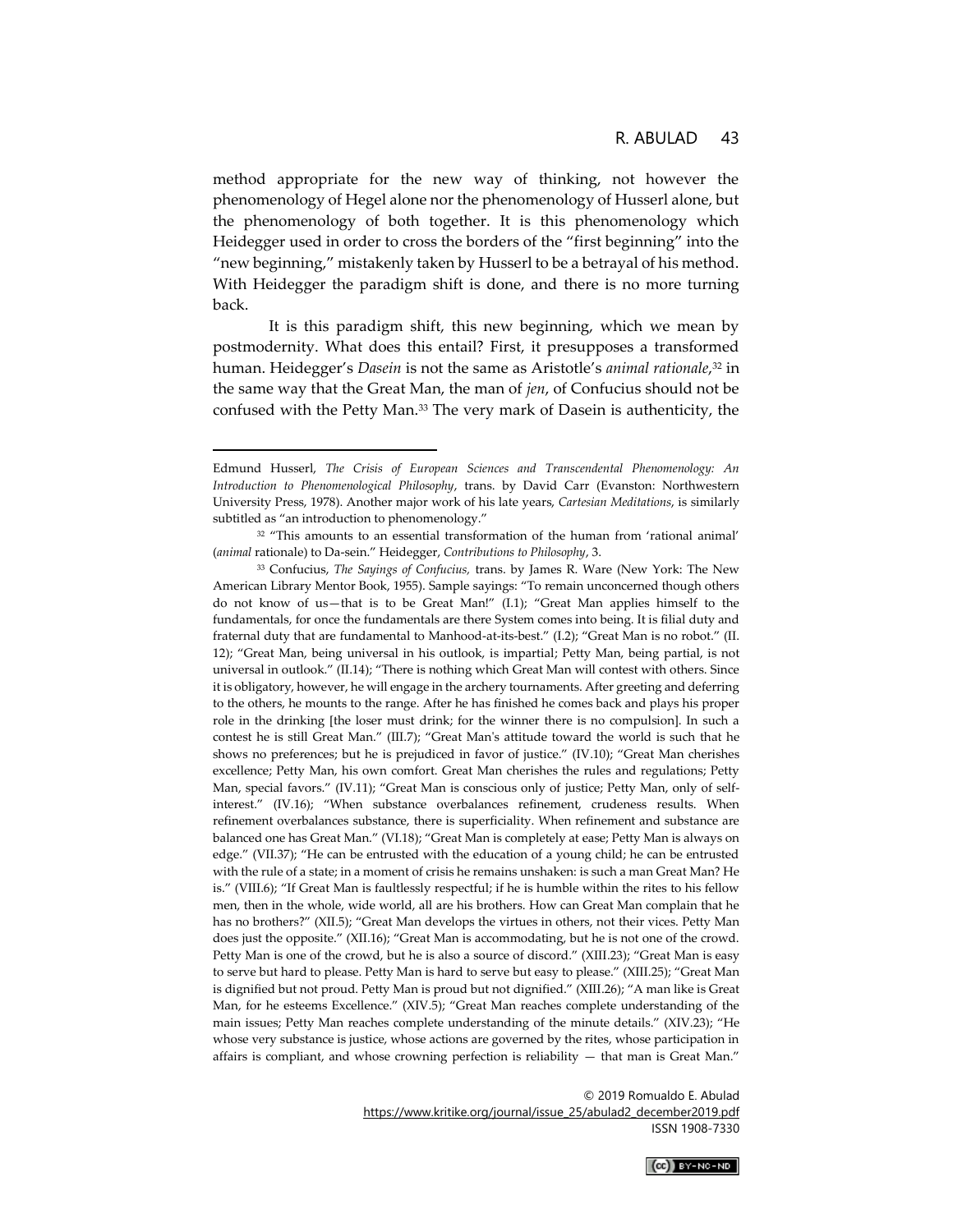method appropriate for the new way of thinking, not however the phenomenology of Hegel alone nor the phenomenology of Husserl alone, but the phenomenology of both together. It is this phenomenology which Heidegger used in order to cross the borders of the "first beginning" into the "new beginning," mistakenly taken by Husserl to be a betrayal of his method. With Heidegger the paradigm shift is done, and there is no more turning back.

It is this paradigm shift, this new beginning, which we mean by postmodernity. What does this entail? First, it presupposes a transformed human. Heidegger's *Dasein* is not the same as Aristotle's *animal rationale*,[32] in the same way that the Great Man, the man of *jen*, of Confucius should not be confused with the Petty Man.[33] The very mark of Dasein is authenticity, the

---

Edmund Husserl, *The Crisis of European Sciences and Transcendental Phenomenology: An Introduction to Phenomenological Philosophy*, trans. by David Carr (Evanston: Northwestern University Press, 1978). Another major work of his late years, *Cartesian Meditations*, is similarly subtitled as "an introduction to phenomenology."

[32] "This amounts to an essential transformation of the human from 'rational animal' (*animal* rationale) to Da-sein." Heidegger, *Contributions to Philosophy*, 3.

[33] Confucius, *The Sayings of Confucius,* trans. by James R. Ware (New York: The New American Library Mentor Book, 1955). Sample sayings: "To remain unconcerned though others do not know of us—that is to be Great Man!" (I.1); "Great Man applies himself to the fundamentals, for once the fundamentals are there System comes into being. It is filial duty and fraternal duty that are fundamental to Manhood-at-its-best." (I.2); "Great Man is no robot." (II. 12); "Great Man, being universal in his outlook, is impartial; Petty Man, being partial, is not universal in outlook." (II.14); "There is nothing which Great Man will contest with others. Since it is obligatory, however, he will engage in the archery tournaments. After greeting and deferring to the others, he mounts to the range. After he has finished he comes back and plays his proper role in the drinking [the loser must drink; for the winner there is no compulsion]. In such a contest he is still Great Man." (III.7); "Great Man's attitude toward the world is such that he shows no preferences; but he is prejudiced in favor of justice." (IV.10); "Great Man cherishes excellence; Petty Man, his own comfort. Great Man cherishes the rules and regulations; Petty Man, special favors." (IV.11); "Great Man is conscious only of justice; Petty Man, only of self-interest." (IV.16); "When substance overbalances refinement, crudeness results. When refinement overbalances substance, there is superficiality. When refinement and substance are balanced one has Great Man." (VI.18); "Great Man is completely at ease; Petty Man is always on edge." (VII.37); "He can be entrusted with the education of a young child; he can be entrusted with the rule of a state; in a moment of crisis he remains unshaken: is such a man Great Man? He is." (VIII.6); "If Great Man is faultlessly respectful; if he is humble within the rites to his fellow men, then in the whole, wide world, all are his brothers. How can Great Man complain that he has no brothers?" (XII.5); "Great Man develops the virtues in others, not their vices. Petty Man does just the opposite." (XII.16); "Great Man is accommodating, but he is not one of the crowd. Petty Man is one of the crowd, but he is also a source of discord." (XIII.23); "Great Man is easy to serve but hard to please. Petty Man is hard to serve but easy to please." (XIII.25); "Great Man is dignified but not proud. Petty Man is proud but not dignified." (XIII.26); "A man like is Great Man, for he esteems Excellence." (XIV.5); "Great Man reaches complete understanding of the main issues; Petty Man reaches complete understanding of the minute details." (XIV.23); "He whose very substance is justice, whose actions are governed by the rites, whose participation in affairs is compliant, and whose crowning perfection is reliability — that man is Great Man."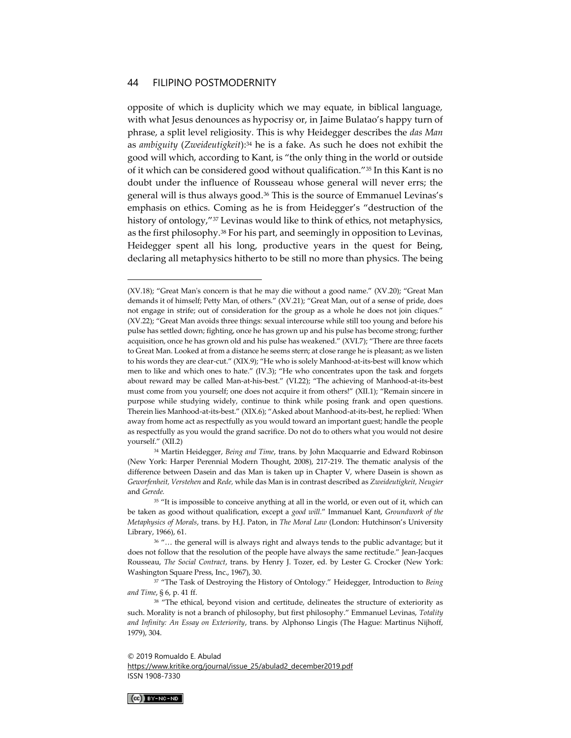opposite of which is duplicity which we may equate, in biblical language, with what Jesus denounces as hypocrisy or, in Jaime Bulatao's happy turn of phrase, a split level religiosity. This is why Heidegger describes the *das Man* as *ambiguity* (*Zweideutigkeit*):[34] he is a fake. As such he does not exhibit the good will which, according to Kant, is "the only thing in the world or outside of it which can be considered good without qualification."[35] In this Kant is no doubt under the influence of Rousseau whose general will never errs; the general will is thus always good.[36] This is the source of Emmanuel Levinas's emphasis on ethics. Coming as he is from Heidegger's "destruction of the history of ontology,"[37] Levinas would like to think of ethics, not metaphysics, as the first philosophy.[38] For his part, and seemingly in opposition to Levinas, Heidegger spent all his long, productive years in the quest for Being, declaring all metaphysics hitherto to be still no more than physics. The being

---

(XV.18); "Great Man's concern is that he may die without a good name." (XV.20); "Great Man demands it of himself; Petty Man, of others." (XV.21); "Great Man, out of a sense of pride, does not engage in strife; out of consideration for the group as a whole he does not join cliques." (XV.22); "Great Man avoids three things: sexual intercourse while still too young and before his pulse has settled down; fighting, once he has grown up and his pulse has become strong; further acquisition, once he has grown old and his pulse has weakened." (XVI.7); "There are three facets to Great Man. Looked at from a distance he seems stern; at close range he is pleasant; as we listen to his words they are clear-cut." (XIX.9); "He who is solely Manhood-at-its-best will know which men to like and which ones to hate." (IV.3); "He who concentrates upon the task and forgets about reward may be called Man-at-his-best." (VI.22); "The achieving of Manhood-at-its-best must come from you yourself; one does not acquire it from others!" (XII.1); "Remain sincere in purpose while studying widely, continue to think while posing frank and open questions. Therein lies Manhood-at-its-best." (XIX.6); "Asked about Manhood-at-its-best, he replied: 'When away from home act as respectfully as you would toward an important guest; handle the people as respectfully as you would the grand sacrifice. Do not do to others what you would not desire yourself." (XII.2)

[34] Martin Heidegger, *Being and Time*, trans. by John Macquarrie and Edward Robinson (New York: Harper Perennial Modern Thought, 2008), 217-219. The thematic analysis of the difference between Dasein and das Man is taken up in Chapter V, where Dasein is shown as *Geworfenheit, Verstehen* and *Rede,* while das Man is in contrast described as *Zweideutigkeit, Neugier* and *Gerede.*

[35] "It is impossible to conceive anything at all in the world, or even out of it, which can be taken as good without qualification, except a *good will*." Immanuel Kant, *Groundwork of the Metaphysics of Morals*, trans. by H.J. Paton, in *The Moral Law* (London: Hutchinson's University Library, 1966), 61.

[36] "… the general will is always right and always tends to the public advantage; but it does not follow that the resolution of the people have always the same rectitude." Jean-Jacques Rousseau, *The Social Contract*, trans. by Henry J. Tozer, ed. by Lester G. Crocker (New York: Washington Square Press, Inc., 1967), 30.

[37] "The Task of Destroying the History of Ontology." Heidegger, Introduction to *Being and Time*, § 6, p. 41 ff.

[38] "The ethical, beyond vision and certitude, delineates the structure of exteriority as such. Morality is not a branch of philosophy, but first philosophy." Emmanuel Levinas, *Totality and Infinity: An Essay on Exteriority*, trans. by Alphonso Lingis (The Hague: Martinus Nijhoff, 1979), 304.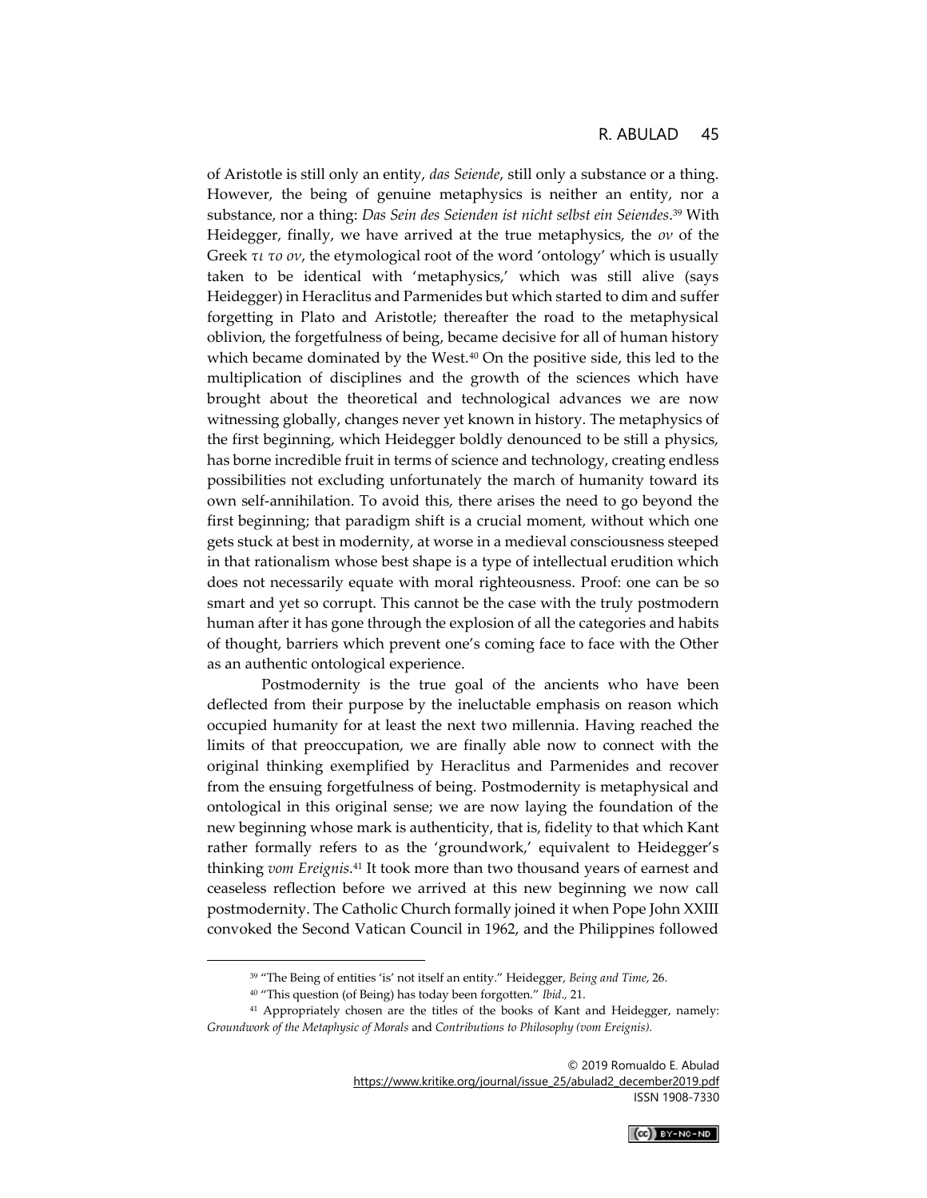of Aristotle is still only an entity, *das Seiende*, still only a substance or a thing. However, the being of genuine metaphysics is neither an entity, nor a substance, nor a thing: *Das Sein des Seienden ist nicht selbst ein Seiendes*.[39] With Heidegger, finally, we have arrived at the true metaphysics, the *ον* of the Greek *τι το ον*, the etymological root of the word 'ontology' which is usually taken to be identical with 'metaphysics,' which was still alive (says Heidegger) in Heraclitus and Parmenides but which started to dim and suffer forgetting in Plato and Aristotle; thereafter the road to the metaphysical oblivion, the forgetfulness of being, became decisive for all of human history which became dominated by the West.[40] On the positive side, this led to the multiplication of disciplines and the growth of the sciences which have brought about the theoretical and technological advances we are now witnessing globally, changes never yet known in history. The metaphysics of the first beginning, which Heidegger boldly denounced to be still a physics, has borne incredible fruit in terms of science and technology, creating endless possibilities not excluding unfortunately the march of humanity toward its own self-annihilation. To avoid this, there arises the need to go beyond the first beginning; that paradigm shift is a crucial moment, without which one gets stuck at best in modernity, at worse in a medieval consciousness steeped in that rationalism whose best shape is a type of intellectual erudition which does not necessarily equate with moral righteousness. Proof: one can be so smart and yet so corrupt. This cannot be the case with the truly postmodern human after it has gone through the explosion of all the categories and habits of thought, barriers which prevent one's coming face to face with the Other as an authentic ontological experience.

Postmodernity is the true goal of the ancients who have been deflected from their purpose by the ineluctable emphasis on reason which occupied humanity for at least the next two millennia. Having reached the limits of that preoccupation, we are finally able now to connect with the original thinking exemplified by Heraclitus and Parmenides and recover from the ensuing forgetfulness of being. Postmodernity is metaphysical and ontological in this original sense; we are now laying the foundation of the new beginning whose mark is authenticity, that is, fidelity to that which Kant rather formally refers to as the 'groundwork,' equivalent to Heidegger's thinking *vom Ereignis*.[41] It took more than two thousand years of earnest and ceaseless reflection before we arrived at this new beginning we now call postmodernity. The Catholic Church formally joined it when Pope John XXIII convoked the Second Vatican Council in 1962, and the Philippines followed

---

[39] "The Being of entities 'is' not itself an entity." Heidegger, *Being and Time*, 26.

[40] "This question (of Being) has today been forgotten." *Ibid.,* 21.

[41] Appropriately chosen are the titles of the books of Kant and Heidegger, namely: *Groundwork of the Metaphysic of Morals* and *Contributions to Philosophy (vom Ereignis).*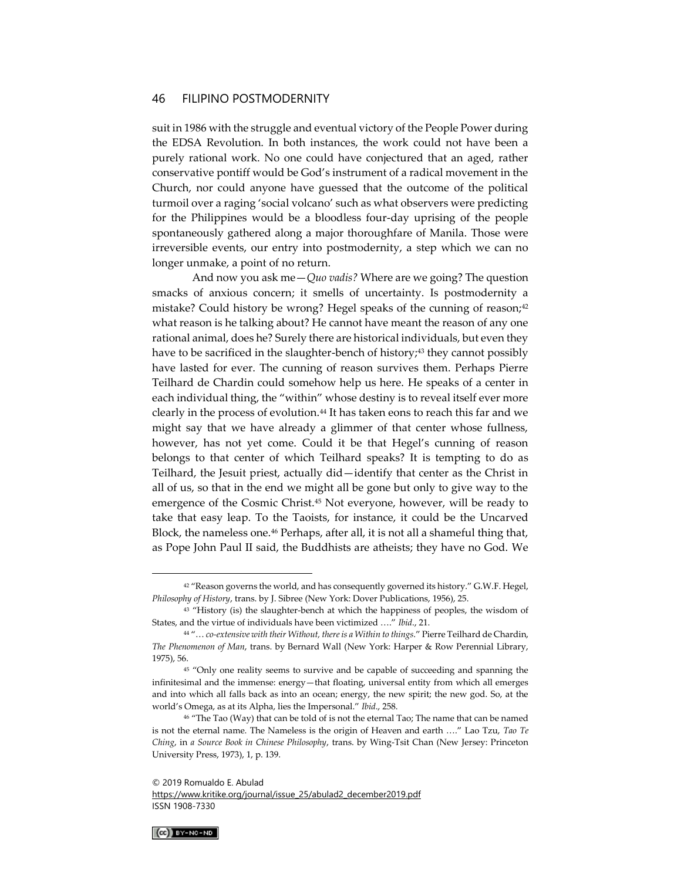suit in 1986 with the struggle and eventual victory of the People Power during the EDSA Revolution. In both instances, the work could not have been a purely rational work. No one could have conjectured that an aged, rather conservative pontiff would be God's instrument of a radical movement in the Church, nor could anyone have guessed that the outcome of the political turmoil over a raging 'social volcano' such as what observers were predicting for the Philippines would be a bloodless four-day uprising of the people spontaneously gathered along a major thoroughfare of Manila. Those were irreversible events, our entry into postmodernity, a step which we can no longer unmake, a point of no return.

And now you ask me—*Quo vadis?* Where are we going? The question smacks of anxious concern; it smells of uncertainty. Is postmodernity a mistake? Could history be wrong? Hegel speaks of the cunning of reason;[42] what reason is he talking about? He cannot have meant the reason of any one rational animal, does he? Surely there are historical individuals, but even they have to be sacrificed in the slaughter-bench of history;[43] they cannot possibly have lasted for ever. The cunning of reason survives them. Perhaps Pierre Teilhard de Chardin could somehow help us here. He speaks of a center in each individual thing, the "within" whose destiny is to reveal itself ever more clearly in the process of evolution.[44] It has taken eons to reach this far and we might say that we have already a glimmer of that center whose fullness, however, has not yet come. Could it be that Hegel's cunning of reason belongs to that center of which Teilhard speaks? It is tempting to do as Teilhard, the Jesuit priest, actually did—identify that center as the Christ in all of us, so that in the end we might all be gone but only to give way to the emergence of the Cosmic Christ.[45] Not everyone, however, will be ready to take that easy leap. To the Taoists, for instance, it could be the Uncarved Block, the nameless one.[46] Perhaps, after all, it is not all a shameful thing that, as Pope John Paul II said, the Buddhists are atheists; they have no God. We

---

[42] "Reason governs the world, and has consequently governed its history." G.W.F. Hegel, *Philosophy of History*, trans. by J. Sibree (New York: Dover Publications, 1956), 25.

[43] "History (is) the slaughter-bench at which the happiness of peoples, the wisdom of States, and the virtue of individuals have been victimized …." *Ibid*., 21.

[44] "… *co-extensive with their Without, there is a Within to things*." Pierre Teilhard de Chardin, *The Phenomenon of Man*, trans. by Bernard Wall (New York: Harper & Row Perennial Library, 1975), 56.

[45] "Only one reality seems to survive and be capable of succeeding and spanning the infinitesimal and the immense: energy—that floating, universal entity from which all emerges and into which all falls back as into an ocean; energy, the new spirit; the new god. So, at the world's Omega, as at its Alpha, lies the Impersonal." *Ibid*., 258.

[46] "The Tao (Way) that can be told of is not the eternal Tao; The name that can be named is not the eternal name. The Nameless is the origin of Heaven and earth …." Lao Tzu, *Tao Te Ching*, in *a Source Book in Chinese Philosophy*, trans. by Wing-Tsit Chan (New Jersey: Princeton University Press, 1973), 1, p. 139.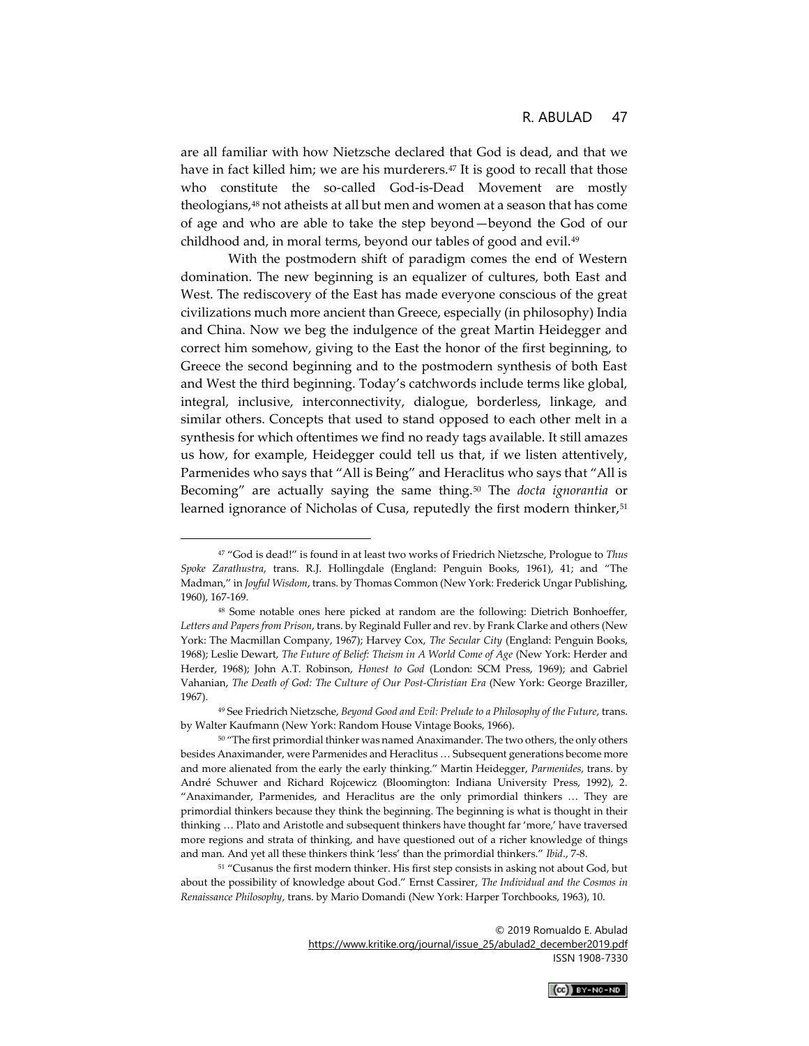are all familiar with how Nietzsche declared that God is dead, and that we have in fact killed him; we are his murderers.[47] It is good to recall that those who constitute the so-called God-is-Dead Movement are mostly theologians,[48] not atheists at all but men and women at a season that has come of age and who are able to take the step beyond—beyond the God of our childhood and, in moral terms, beyond our tables of good and evil.[49]

With the postmodern shift of paradigm comes the end of Western domination. The new beginning is an equalizer of cultures, both East and West. The rediscovery of the East has made everyone conscious of the great civilizations much more ancient than Greece, especially (in philosophy) India and China. Now we beg the indulgence of the great Martin Heidegger and correct him somehow, giving to the East the honor of the first beginning, to Greece the second beginning and to the postmodern synthesis of both East and West the third beginning. Today's catchwords include terms like global, integral, inclusive, interconnectivity, dialogue, borderless, linkage, and similar others. Concepts that used to stand opposed to each other melt in a synthesis for which oftentimes we find no ready tags available. It still amazes us how, for example, Heidegger could tell us that, if we listen attentively, Parmenides who says that "All is Being" and Heraclitus who says that "All is Becoming" are actually saying the same thing.[50] The *docta ignorantia* or learned ignorance of Nicholas of Cusa, reputedly the first modern thinker,[51]

---

[47] "God is dead!" is found in at least two works of Friedrich Nietzsche, Prologue to *Thus Spoke Zarathustra*, trans. R.J. Hollingdale (England: Penguin Books, 1961), 41; and "The Madman," in *Joyful Wisdom*, trans. by Thomas Common (New York: Frederick Ungar Publishing, 1960), 167-169.

[48] Some notable ones here picked at random are the following: Dietrich Bonhoeffer, *Letters and Papers from Prison*, trans. by Reginald Fuller and rev. by Frank Clarke and others (New York: The Macmillan Company, 1967); Harvey Cox, *The Secular City* (England: Penguin Books, 1968); Leslie Dewart, *The Future of Belief: Theism in A World Come of Age* (New York: Herder and Herder, 1968); John A.T. Robinson, *Honest to God* (London: SCM Press, 1969); and Gabriel Vahanian, *The Death of God: The Culture of Our Post-Christian Era* (New York: George Braziller, 1967).

[49] See Friedrich Nietzsche, *Beyond Good and Evil: Prelude to a Philosophy of the Future*, trans. by Walter Kaufmann (New York: Random House Vintage Books, 1966).

[50] "The first primordial thinker was named Anaximander. The two others, the only others besides Anaximander, were Parmenides and Heraclitus … Subsequent generations become more and more alienated from the early the early thinking." Martin Heidegger, *Parmenides*, trans. by André Schuwer and Richard Rojcewicz (Bloomington: Indiana University Press, 1992), 2. "Anaximander, Parmenides, and Heraclitus are the only primordial thinkers … They are primordial thinkers because they think the beginning. The beginning is what is thought in their thinking … Plato and Aristotle and subsequent thinkers have thought far 'more,' have traversed more regions and strata of thinking, and have questioned out of a richer knowledge of things and man. And yet all these thinkers think 'less' than the primordial thinkers." *Ibid*., 7-8.

[51] "Cusanus the first modern thinker. His first step consists in asking not about God, but about the possibility of knowledge about God." Ernst Cassirer, *The Individual and the Cosmos in Renaissance Philosophy*, trans. by Mario Domandi (New York: Harper Torchbooks, 1963), 10.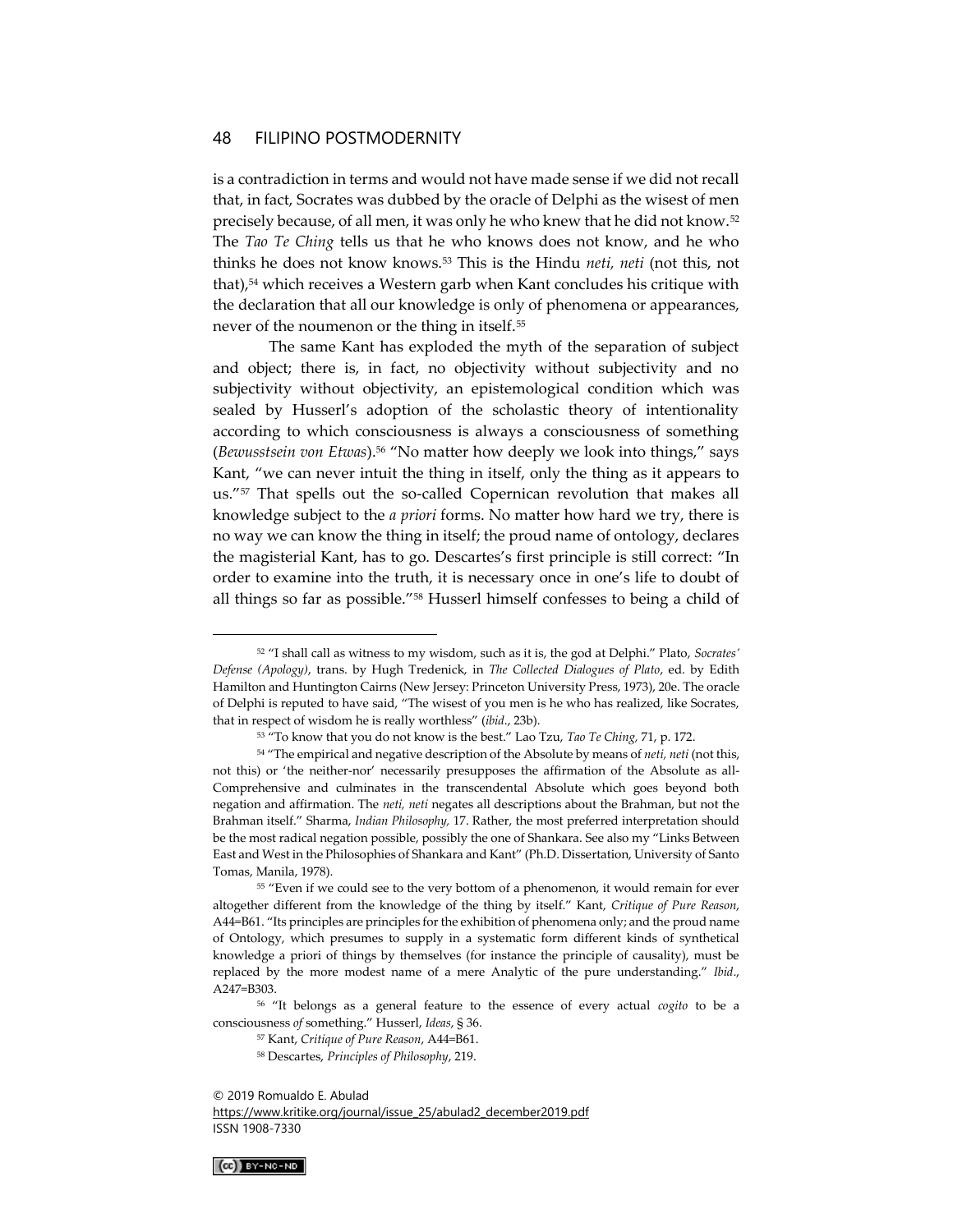is a contradiction in terms and would not have made sense if we did not recall that, in fact, Socrates was dubbed by the oracle of Delphi as the wisest of men precisely because, of all men, it was only he who knew that he did not know.[52] The *Tao Te Ching* tells us that he who knows does not know, and he who thinks he does not know knows.[53] This is the Hindu *neti, neti* (not this, not that),[54] which receives a Western garb when Kant concludes his critique with the declaration that all our knowledge is only of phenomena or appearances, never of the noumenon or the thing in itself.[55]

The same Kant has exploded the myth of the separation of subject and object; there is, in fact, no objectivity without subjectivity and no subjectivity without objectivity, an epistemological condition which was sealed by Husserl's adoption of the scholastic theory of intentionality according to which consciousness is always a consciousness of something (*Bewusstsein von Etwas*).[56] "No matter how deeply we look into things," says Kant, "we can never intuit the thing in itself, only the thing as it appears to us."[57] That spells out the so-called Copernican revolution that makes all knowledge subject to the *a priori* forms. No matter how hard we try, there is no way we can know the thing in itself; the proud name of ontology, declares the magisterial Kant, has to go. Descartes's first principle is still correct: "In order to examine into the truth, it is necessary once in one's life to doubt of all things so far as possible."[58] Husserl himself confesses to being a child of

---

[52] "I shall call as witness to my wisdom, such as it is, the god at Delphi." Plato, *Socrates' Defense (Apology)*, trans. by Hugh Tredenick, in *The Collected Dialogues of Plato*, ed. by Edith Hamilton and Huntington Cairns (New Jersey: Princeton University Press, 1973), 20e. The oracle of Delphi is reputed to have said, "The wisest of you men is he who has realized, like Socrates, that in respect of wisdom he is really worthless" (*ibid*., 23b).

[53] "To know that you do not know is the best." Lao Tzu, *Tao Te Ching,* 71, p. 172.

[54] "The empirical and negative description of the Absolute by means of *neti, neti* (not this, not this) or 'the neither-nor' necessarily presupposes the affirmation of the Absolute as all-Comprehensive and culminates in the transcendental Absolute which goes beyond both negation and affirmation. The *neti, neti* negates all descriptions about the Brahman, but not the Brahman itself." Sharma, *Indian Philosophy,* 17. Rather, the most preferred interpretation should be the most radical negation possible, possibly the one of Shankara. See also my "Links Between East and West in the Philosophies of Shankara and Kant" (Ph.D. Dissertation, University of Santo Tomas, Manila, 1978).

[55] "Even if we could see to the very bottom of a phenomenon, it would remain for ever altogether different from the knowledge of the thing by itself." Kant, *Critique of Pure Reason*, A44=B61. "Its principles are principles for the exhibition of phenomena only; and the proud name of Ontology, which presumes to supply in a systematic form different kinds of synthetical knowledge a priori of things by themselves (for instance the principle of causality), must be replaced by the more modest name of a mere Analytic of the pure understanding." *Ibid*., A247=B303.

[56] "It belongs as a general feature to the essence of every actual *cogito* to be a consciousness *of* something." Husserl, *Ideas,* § 36.

[57] Kant, *Critique of Pure Reason*, A44=B61.

[58] Descartes, *Principles of Philosophy*, 219.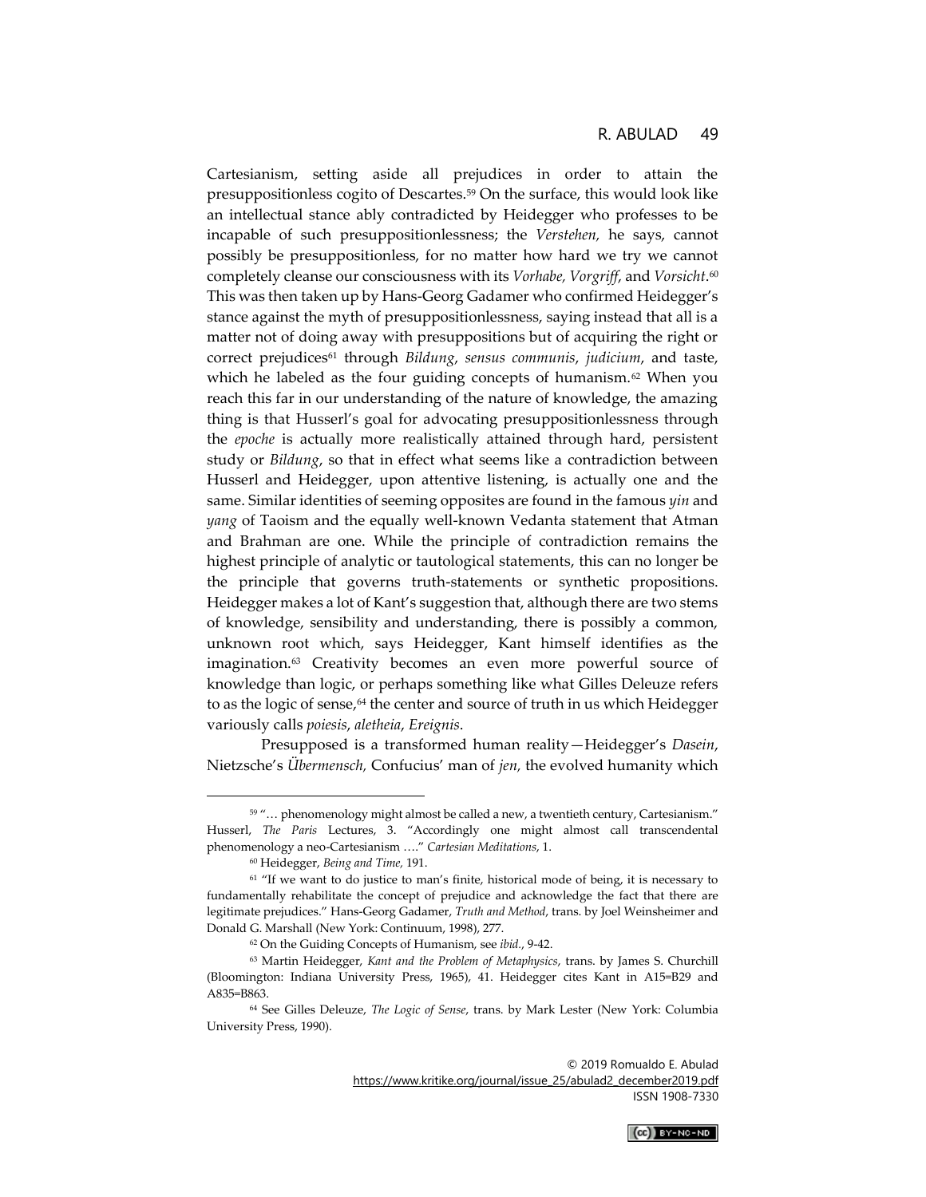Cartesianism, setting aside all prejudices in order to attain the presuppositionless cogito of Descartes.[59] On the surface, this would look like an intellectual stance ably contradicted by Heidegger who professes to be incapable of such presuppositionlessness; the *Verstehen,* he says, cannot possibly be presuppositionless, for no matter how hard we try we cannot completely cleanse our consciousness with its *Vorhabe, Vorgriff*, and *Vorsicht*.[60] This was then taken up by Hans-Georg Gadamer who confirmed Heidegger's stance against the myth of presuppositionlessness, saying instead that all is a matter not of doing away with presuppositions but of acquiring the right or correct prejudices[61] through *Bildung*, *sensus communis*, *judicium*, and taste, which he labeled as the four guiding concepts of humanism.[62] When you reach this far in our understanding of the nature of knowledge, the amazing thing is that Husserl's goal for advocating presuppositionlessness through the *epoche* is actually more realistically attained through hard, persistent study or *Bildung*, so that in effect what seems like a contradiction between Husserl and Heidegger, upon attentive listening, is actually one and the same. Similar identities of seeming opposites are found in the famous *yin* and *yang* of Taoism and the equally well-known Vedanta statement that Atman and Brahman are one. While the principle of contradiction remains the highest principle of analytic or tautological statements, this can no longer be the principle that governs truth-statements or synthetic propositions. Heidegger makes a lot of Kant's suggestion that, although there are two stems of knowledge, sensibility and understanding, there is possibly a common, unknown root which, says Heidegger, Kant himself identifies as the imagination.[63] Creativity becomes an even more powerful source of knowledge than logic, or perhaps something like what Gilles Deleuze refers to as the logic of sense,[64] the center and source of truth in us which Heidegger variously calls *poiesis*, *aletheia*, *Ereignis*.

Presupposed is a transformed human reality—Heidegger's *Dasein*, Nietzsche's *Übermensch,* Confucius' man of *jen,* the evolved humanity which

---

[59] "… phenomenology might almost be called a new, a twentieth century, Cartesianism." Husserl, *The Paris* Lectures, 3. "Accordingly one might almost call transcendental phenomenology a neo-Cartesianism …." *Cartesian Meditations*, 1.

[60] Heidegger, *Being and Time,* 191.

[61] "If we want to do justice to man's finite, historical mode of being, it is necessary to fundamentally rehabilitate the concept of prejudice and acknowledge the fact that there are legitimate prejudices." Hans-Georg Gadamer, *Truth and Method*, trans. by Joel Weinsheimer and Donald G. Marshall (New York: Continuum, 1998), 277.

[62] On the Guiding Concepts of Humanism, see *ibid.*, 9-42.

[63] Martin Heidegger, *Kant and the Problem of Metaphysics*, trans. by James S. Churchill (Bloomington: Indiana University Press, 1965), 41. Heidegger cites Kant in A15=B29 and A835=B863.

[64] See Gilles Deleuze, *The Logic of Sense*, trans. by Mark Lester (New York: Columbia University Press, 1990).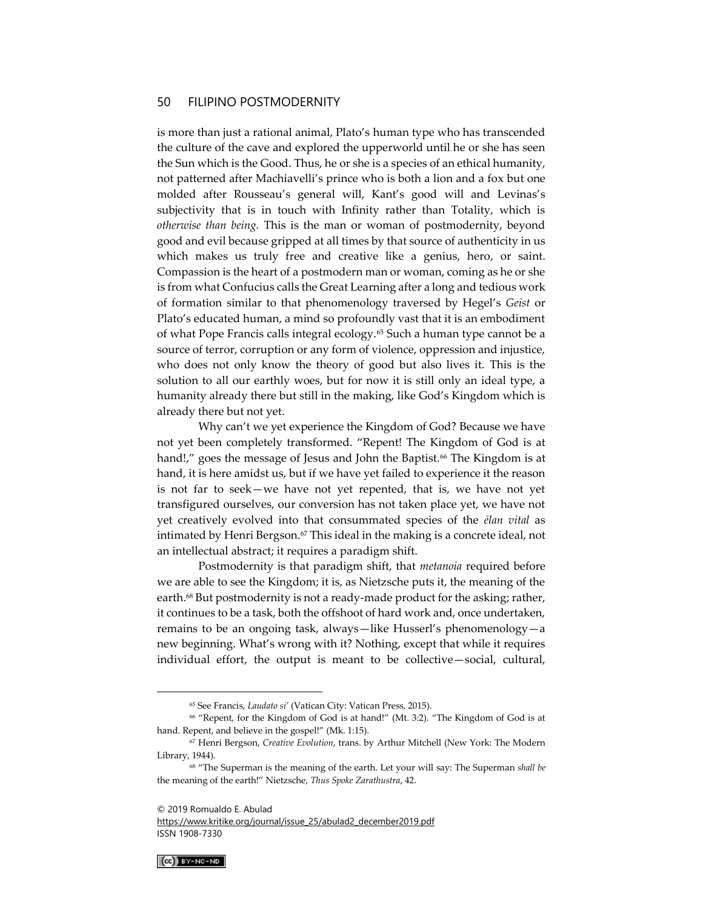is more than just a rational animal, Plato's human type who has transcended the culture of the cave and explored the upperworld until he or she has seen the Sun which is the Good. Thus, he or she is a species of an ethical humanity, not patterned after Machiavelli's prince who is both a lion and a fox but one molded after Rousseau's general will, Kant's good will and Levinas's subjectivity that is in touch with Infinity rather than Totality, which is *otherwise than being*. This is the man or woman of postmodernity, beyond good and evil because gripped at all times by that source of authenticity in us which makes us truly free and creative like a genius, hero, or saint. Compassion is the heart of a postmodern man or woman, coming as he or she is from what Confucius calls the Great Learning after a long and tedious work of formation similar to that phenomenology traversed by Hegel's *Geist* or Plato's educated human, a mind so profoundly vast that it is an embodiment of what Pope Francis calls integral ecology.[65] Such a human type cannot be a source of terror, corruption or any form of violence, oppression and injustice, who does not only know the theory of good but also lives it. This is the solution to all our earthly woes, but for now it is still only an ideal type, a humanity already there but still in the making, like God's Kingdom which is already there but not yet.

Why can't we yet experience the Kingdom of God? Because we have not yet been completely transformed. "Repent! The Kingdom of God is at hand!," goes the message of Jesus and John the Baptist.[66] The Kingdom is at hand, it is here amidst us, but if we have yet failed to experience it the reason is not far to seek—we have not yet repented, that is, we have not yet transfigured ourselves, our conversion has not taken place yet, we have not yet creatively evolved into that consummated species of the *élan vital* as intimated by Henri Bergson.[67] This ideal in the making is a concrete ideal, not an intellectual abstract; it requires a paradigm shift.

Postmodernity is that paradigm shift, that *metanoia* required before we are able to see the Kingdom; it is, as Nietzsche puts it, the meaning of the earth.[68] But postmodernity is not a ready-made product for the asking; rather, it continues to be a task, both the offshoot of hard work and, once undertaken, remains to be an ongoing task, always—like Husserl's phenomenology—a new beginning. What's wrong with it? Nothing, except that while it requires individual effort, the output is meant to be collective—social, cultural,

---

[65] See Francis, *Laudato si'* (Vatican City: Vatican Press, 2015).

[66] "Repent, for the Kingdom of God is at hand!" (Mt. 3:2). "The Kingdom of God is at hand. Repent, and believe in the gospel!" (Mk. 1:15).

[67] Henri Bergson, *Creative Evolution*, trans. by Arthur Mitchell (New York: The Modern Library, 1944).

[68] "The Superman is the meaning of the earth. Let your will say: The Superman *shall be* the meaning of the earth!" Nietzsche, *Thus Spoke Zarathustra*, 42.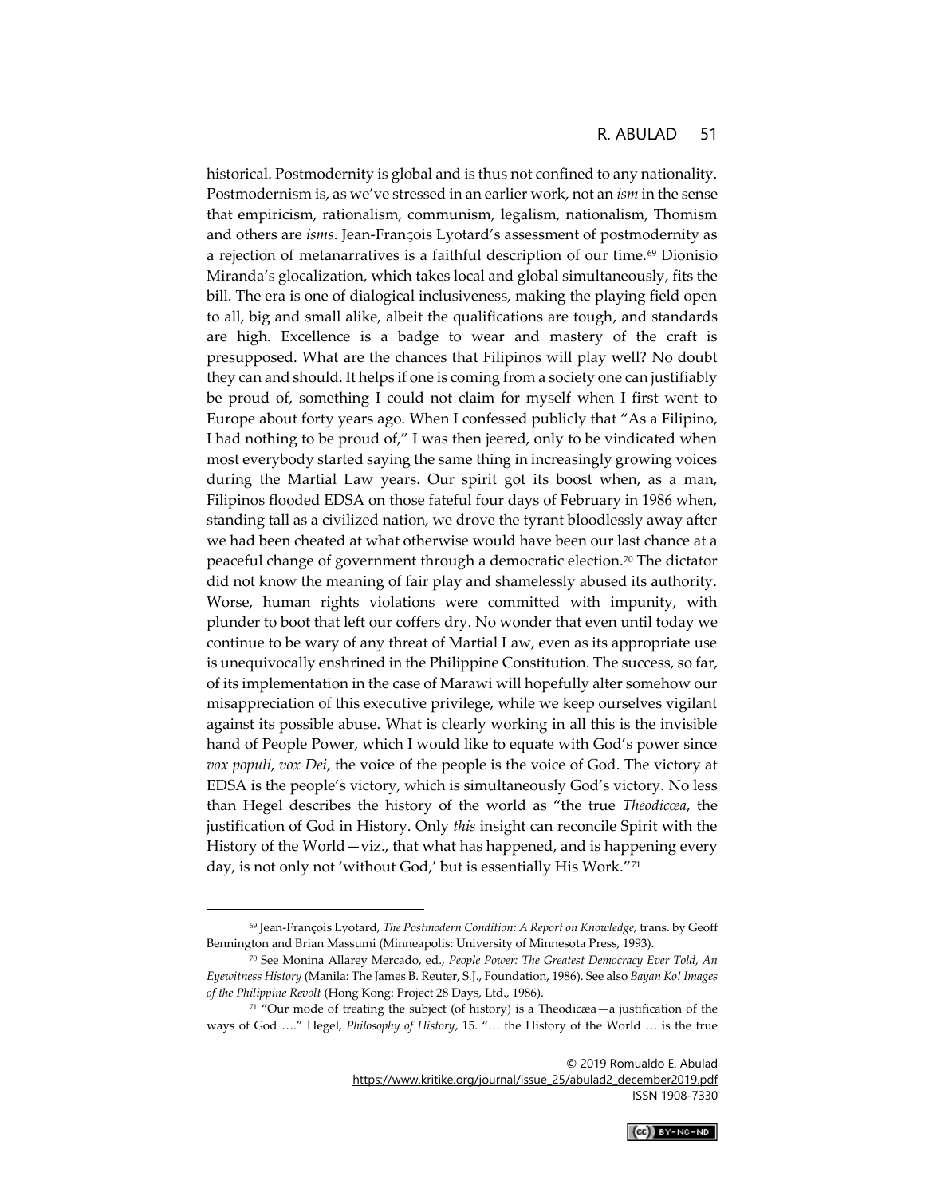historical. Postmodernity is global and is thus not confined to any nationality. Postmodernism is, as we've stressed in an earlier work, not an *ism* in the sense that empiricism, rationalism, communism, legalism, nationalism, Thomism and others are *isms*. Jean-Françoise Lyotard's assessment of postmodernity as a rejection of metanarratives is a faithful description of our time.[69] Dionisio Miranda's glocalization, which takes local and global simultaneously, fits the bill. The era is one of dialogical inclusiveness, making the playing field open to all, big and small alike, albeit the qualifications are tough, and standards are high. Excellence is a badge to wear and mastery of the craft is presupposed. What are the chances that Filipinos will play well? No doubt they can and should. It helps if one is coming from a society one can justifiably be proud of, something I could not claim for myself when I first went to Europe about forty years ago. When I confessed publicly that "As a Filipino, I had nothing to be proud of," I was then jeered, only to be vindicated when most everybody started saying the same thing in increasingly growing voices during the Martial Law years. Our spirit got its boost when, as a man, Filipinos flooded EDSA on those fateful four days of February in 1986 when, standing tall as a civilized nation, we drove the tyrant bloodlessly away after we had been cheated at what otherwise would have been our last chance at a peaceful change of government through a democratic election.[70] The dictator did not know the meaning of fair play and shamelessly abused its authority. Worse, human rights violations were committed with impunity, with plunder to boot that left our coffers dry. No wonder that even until today we continue to be wary of any threat of Martial Law, even as its appropriate use is unequivocally enshrined in the Philippine Constitution. The success, so far, of its implementation in the case of Marawi will hopefully alter somehow our misappreciation of this executive privilege, while we keep ourselves vigilant against its possible abuse. What is clearly working in all this is the invisible hand of People Power, which I would like to equate with God's power since *vox populi*, *vox Dei*, the voice of the people is the voice of God. The victory at EDSA is the people's victory, which is simultaneously God's victory. No less than Hegel describes the history of the world as "the true *Theodicæa*, the justification of God in History. Only *this* insight can reconcile Spirit with the History of the World—viz., that what has happened, and is happening every day, is not only not 'without God,' but is essentially His Work."[71]

---

[69] Jean-François Lyotard, *The Postmodern Condition: A Report on Knowledge*, trans. by Geoff Bennington and Brian Massumi (Minneapolis: University of Minnesota Press, 1993).

[70] See Monina Allarey Mercado, ed., *People Power: The Greatest Democracy Ever Told, An Eyewitness History* (Manila: The James B. Reuter, S.J., Foundation, 1986). See also *Bayan Ko! Images of the Philippine Revolt* (Hong Kong: Project 28 Days, Ltd., 1986).

[71] "Our mode of treating the subject (of history) is a Theodicæa—a justification of the ways of God …." Hegel, *Philosophy of History*, 15. "… the History of the World … is the true

© 2019 Romualdo E. Abulad
https://www.kritike.org/journal/issue_25/abulad2_december2019.pdf
ISSN 1908-7330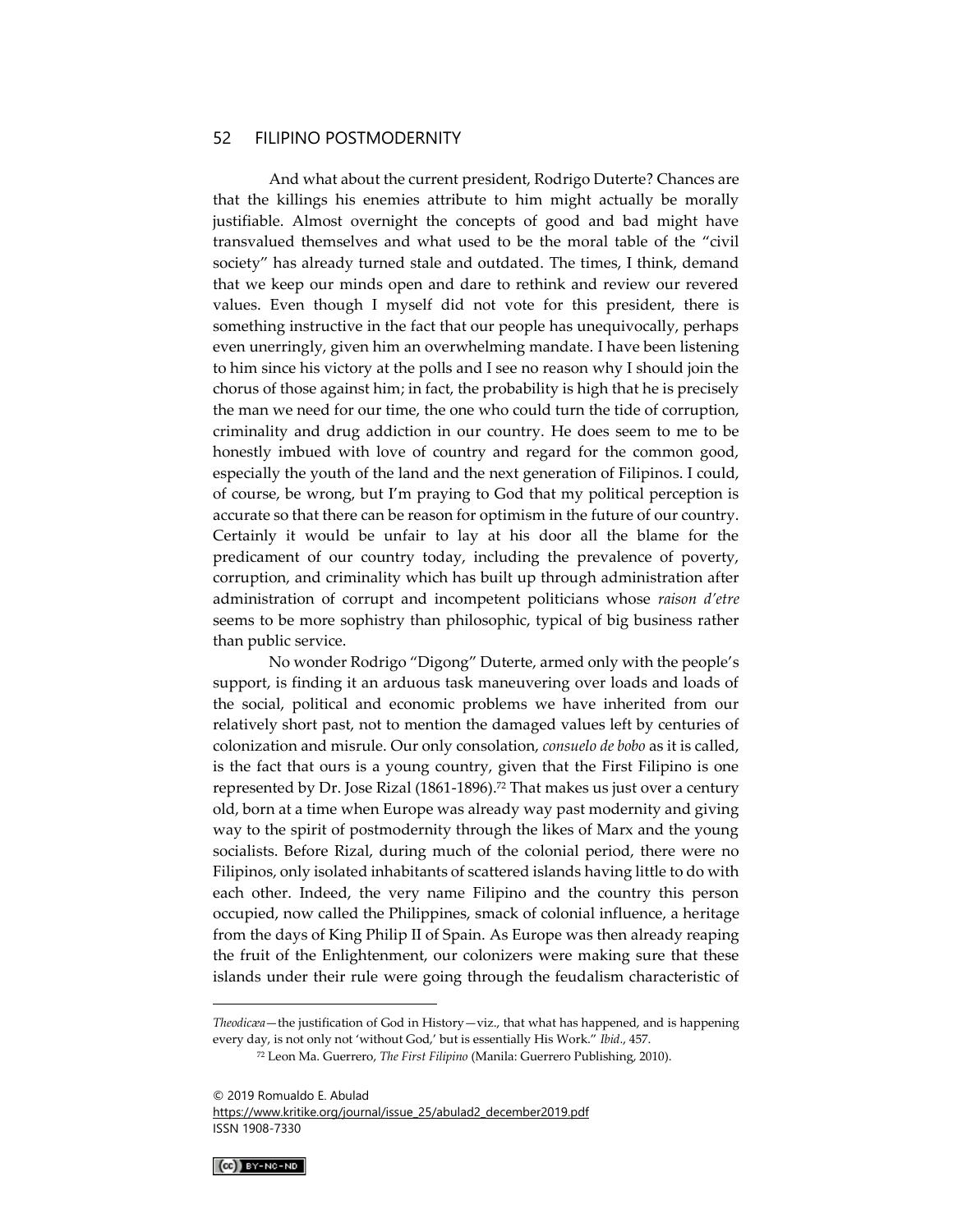And what about the current president, Rodrigo Duterte? Chances are that the killings his enemies attribute to him might actually be morally justifiable. Almost overnight the concepts of good and bad might have transvalued themselves and what used to be the moral table of the "civil society" has already turned stale and outdated. The times, I think, demand that we keep our minds open and dare to rethink and review our revered values. Even though I myself did not vote for this president, there is something instructive in the fact that our people has unequivocally, perhaps even unerringly, given him an overwhelming mandate. I have been listening to him since his victory at the polls and I see no reason why I should join the chorus of those against him; in fact, the probability is high that he is precisely the man we need for our time, the one who could turn the tide of corruption, criminality and drug addiction in our country. He does seem to me to be honestly imbued with love of country and regard for the common good, especially the youth of the land and the next generation of Filipinos. I could, of course, be wrong, but I'm praying to God that my political perception is accurate so that there can be reason for optimism in the future of our country. Certainly it would be unfair to lay at his door all the blame for the predicament of our country today, including the prevalence of poverty, corruption, and criminality which has built up through administration after administration of corrupt and incompetent politicians whose *raison d'etre* seems to be more sophistry than philosophic, typical of big business rather than public service.

No wonder Rodrigo "Digong" Duterte, armed only with the people's support, is finding it an arduous task maneuvering over loads and loads of the social, political and economic problems we have inherited from our relatively short past, not to mention the damaged values left by centuries of colonization and misrule. Our only consolation, *consuelo de bobo* as it is called, is the fact that ours is a young country, given that the First Filipino is one represented by Dr. Jose Rizal (1861-1896).[72] That makes us just over a century old, born at a time when Europe was already way past modernity and giving way to the spirit of postmodernity through the likes of Marx and the young socialists. Before Rizal, during much of the colonial period, there were no Filipinos, only isolated inhabitants of scattered islands having little to do with each other. Indeed, the very name Filipino and the country this person occupied, now called the Philippines, smack of colonial influence, a heritage from the days of King Philip II of Spain. As Europe was then already reaping the fruit of the Enlightenment, our colonizers were making sure that these islands under their rule were going through the feudalism characteristic of

---

*Theodicæa*—the justification of God in History—viz., that what has happened, and is happening every day, is not only not 'without God,' but is essentially His Work." *Ibid*., 457.

[72] Leon Ma. Guerrero, *The First Filipino* (Manila: Guerrero Publishing, 2010).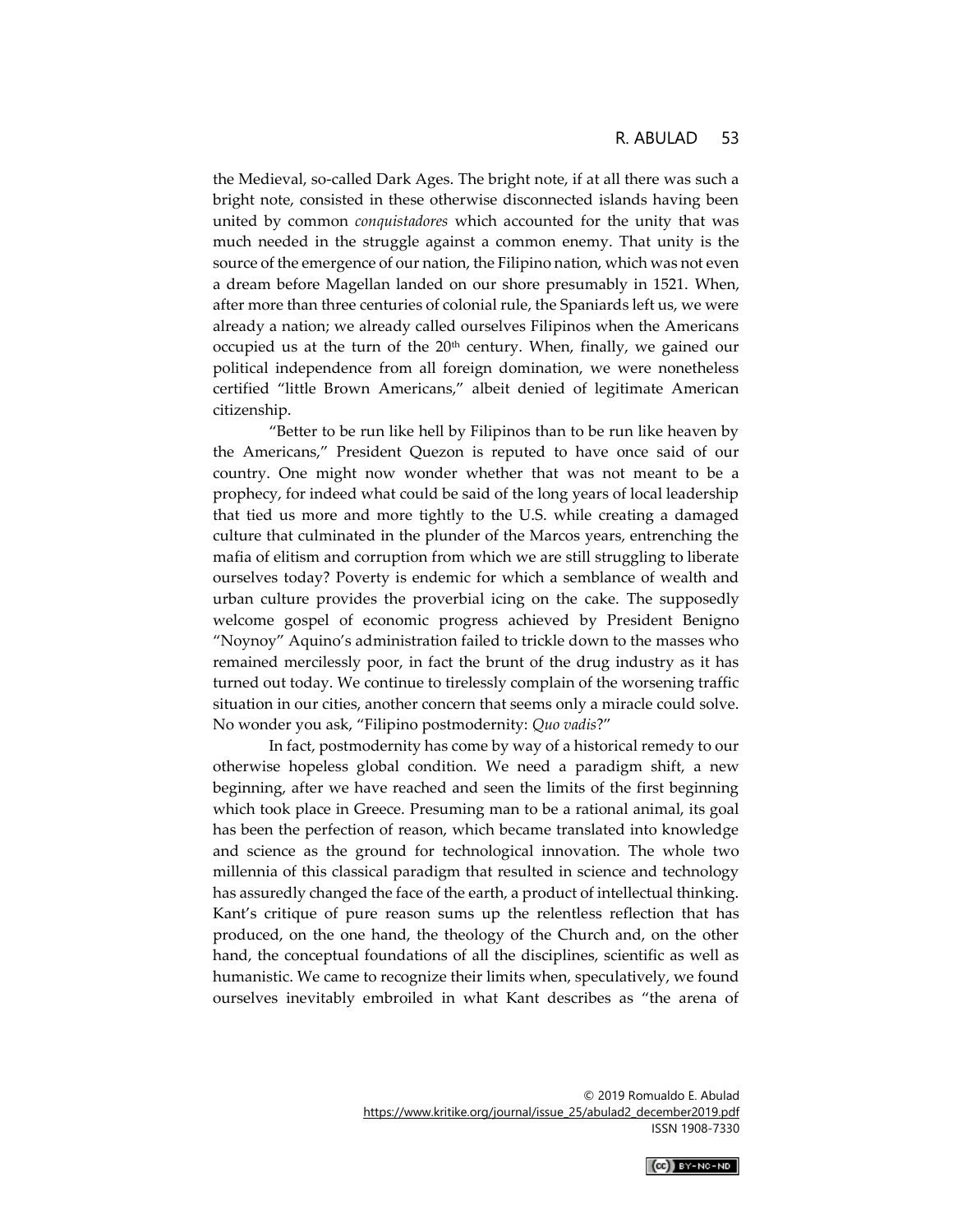the Medieval, so-called Dark Ages. The bright note, if at all there was such a bright note, consisted in these otherwise disconnected islands having been united by common *conquistadores* which accounted for the unity that was much needed in the struggle against a common enemy. That unity is the source of the emergence of our nation, the Filipino nation, which was not even a dream before Magellan landed on our shore presumably in 1521. When, after more than three centuries of colonial rule, the Spaniards left us, we were already a nation; we already called ourselves Filipinos when the Americans occupied us at the turn of the 20th century. When, finally, we gained our political independence from all foreign domination, we were nonetheless certified "little Brown Americans," albeit denied of legitimate American citizenship.

"Better to be run like hell by Filipinos than to be run like heaven by the Americans," President Quezon is reputed to have once said of our country. One might now wonder whether that was not meant to be a prophecy, for indeed what could be said of the long years of local leadership that tied us more and more tightly to the U.S. while creating a damaged culture that culminated in the plunder of the Marcos years, entrenching the mafia of elitism and corruption from which we are still struggling to liberate ourselves today? Poverty is endemic for which a semblance of wealth and urban culture provides the proverbial icing on the cake. The supposedly welcome gospel of economic progress achieved by President Benigno "Noynoy" Aquino's administration failed to trickle down to the masses who remained mercilessly poor, in fact the brunt of the drug industry as it has turned out today. We continue to tirelessly complain of the worsening traffic situation in our cities, another concern that seems only a miracle could solve. No wonder you ask, "Filipino postmodernity: *Quo vadis*?"

In fact, postmodernity has come by way of a historical remedy to our otherwise hopeless global condition. We need a paradigm shift, a new beginning, after we have reached and seen the limits of the first beginning which took place in Greece. Presuming man to be a rational animal, its goal has been the perfection of reason, which became translated into knowledge and science as the ground for technological innovation. The whole two millennia of this classical paradigm that resulted in science and technology has assuredly changed the face of the earth, a product of intellectual thinking. Kant's critique of pure reason sums up the relentless reflection that has produced, on the one hand, the theology of the Church and, on the other hand, the conceptual foundations of all the disciplines, scientific as well as humanistic. We came to recognize their limits when, speculatively, we found ourselves inevitably embroiled in what Kant describes as "the arena of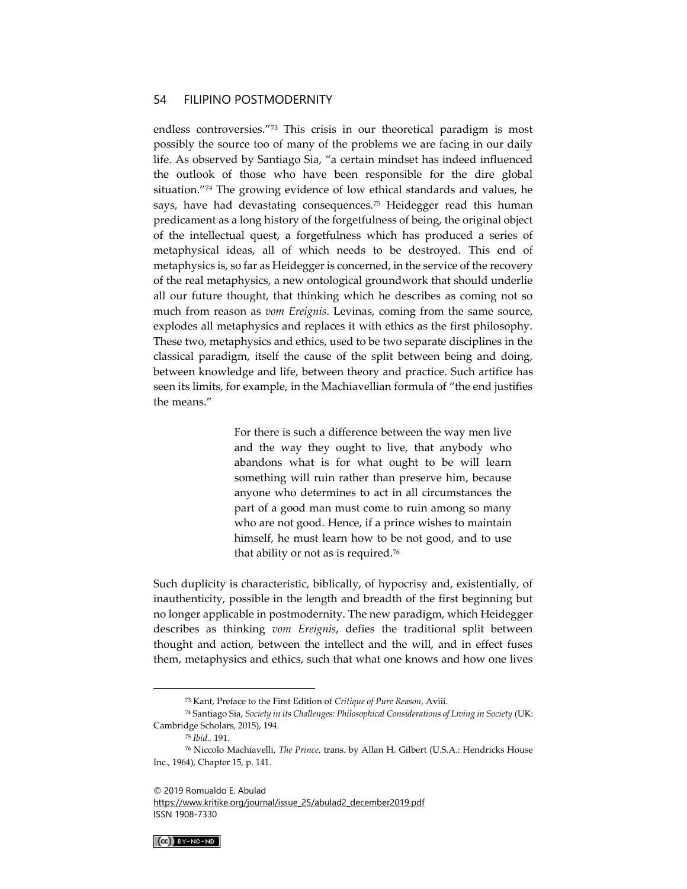endless controversies."[73] This crisis in our theoretical paradigm is most possibly the source too of many of the problems we are facing in our daily life. As observed by Santiago Sia, "a certain mindset has indeed influenced the outlook of those who have been responsible for the dire global situation."[74] The growing evidence of low ethical standards and values, he says, have had devastating consequences.[75] Heidegger read this human predicament as a long history of the forgetfulness of being, the original object of the intellectual quest, a forgetfulness which has produced a series of metaphysical ideas, all of which needs to be destroyed. This end of metaphysics is, so far as Heidegger is concerned, in the service of the recovery of the real metaphysics, a new ontological groundwork that should underlie all our future thought, that thinking which he describes as coming not so much from reason as *vom Ereignis*. Levinas, coming from the same source, explodes all metaphysics and replaces it with ethics as the first philosophy. These two, metaphysics and ethics, used to be two separate disciplines in the classical paradigm, itself the cause of the split between being and doing, between knowledge and life, between theory and practice. Such artifice has seen its limits, for example, in the Machiavellian formula of "the end justifies the means."

> For there is such a difference between the way men live and the way they ought to live, that anybody who abandons what is for what ought to be will learn something will ruin rather than preserve him, because anyone who determines to act in all circumstances the part of a good man must come to ruin among so many who are not good. Hence, if a prince wishes to maintain himself, he must learn how to be not good, and to use that ability or not as is required.[76]

Such duplicity is characteristic, biblically, of hypocrisy and, existentially, of inauthenticity, possible in the length and breadth of the first beginning but no longer applicable in postmodernity. The new paradigm, which Heidegger describes as thinking *vom Ereignis*, defies the traditional split between thought and action, between the intellect and the will, and in effect fuses them, metaphysics and ethics, such that what one knows and how one lives

---

[73] Kant, Preface to the First Edition of *Critique of Pure Reason*, Aviii.

[74] Santiago Sia, *Society in its Challenges: Philosophical Considerations of Living in Society* (UK: Cambridge Scholars, 2015), 194.

[75] *Ibid.*, 191.

[76] Niccolo Machiavelli, *The Prince*, trans. by Allan H. Gilbert (U.S.A.: Hendricks House Inc., 1964), Chapter 15, p. 141.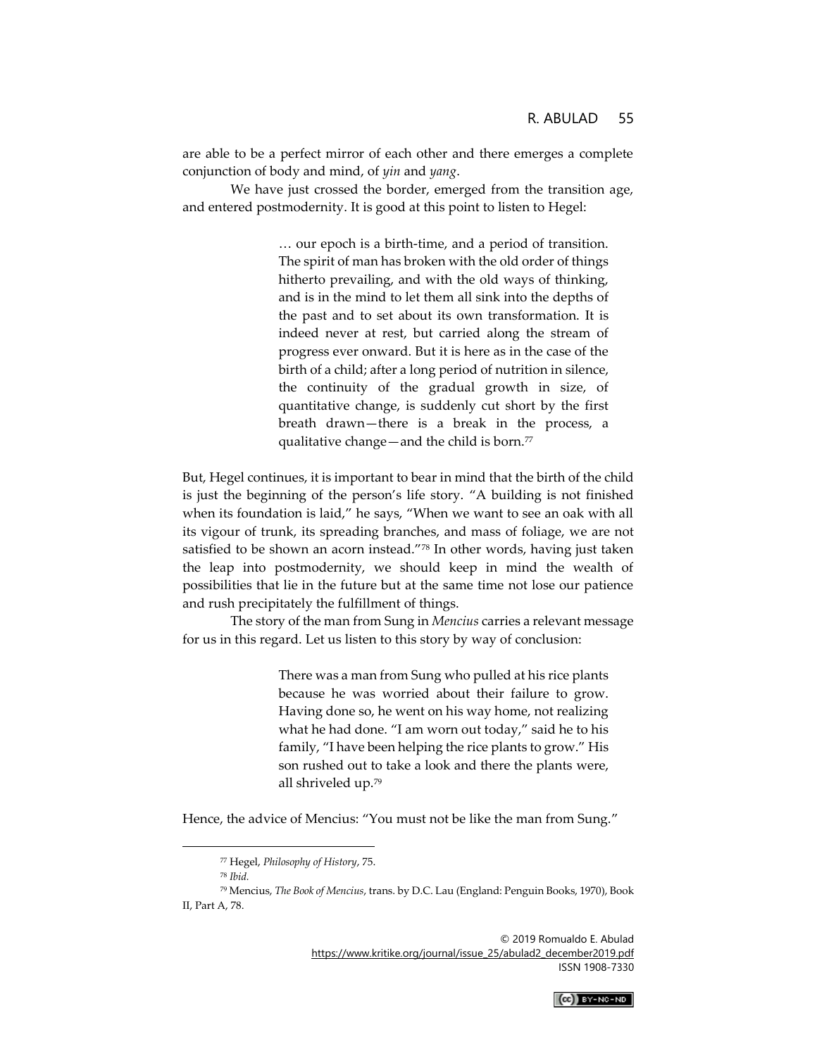are able to be a perfect mirror of each other and there emerges a complete conjunction of body and mind, of *yin* and *yang*.

We have just crossed the border, emerged from the transition age, and entered postmodernity. It is good at this point to listen to Hegel:

> … our epoch is a birth-time, and a period of transition. The spirit of man has broken with the old order of things hitherto prevailing, and with the old ways of thinking, and is in the mind to let them all sink into the depths of the past and to set about its own transformation. It is indeed never at rest, but carried along the stream of progress ever onward. But it is here as in the case of the birth of a child; after a long period of nutrition in silence, the continuity of the gradual growth in size, of quantitative change, is suddenly cut short by the first breath drawn—there is a break in the process, a qualitative change—and the child is born.[77]

But, Hegel continues, it is important to bear in mind that the birth of the child is just the beginning of the person's life story. "A building is not finished when its foundation is laid," he says, "When we want to see an oak with all its vigour of trunk, its spreading branches, and mass of foliage, we are not satisfied to be shown an acorn instead."[78] In other words, having just taken the leap into postmodernity, we should keep in mind the wealth of possibilities that lie in the future but at the same time not lose our patience and rush precipitately the fulfillment of things.

The story of the man from Sung in *Mencius* carries a relevant message for us in this regard. Let us listen to this story by way of conclusion:

> There was a man from Sung who pulled at his rice plants because he was worried about their failure to grow. Having done so, he went on his way home, not realizing what he had done. "I am worn out today," said he to his family, "I have been helping the rice plants to grow." His son rushed out to take a look and there the plants were, all shriveled up.[79]

Hence, the advice of Mencius: "You must not be like the man from Sung."

---

[77] Hegel, *Philosophy of History*, 75.

[78] *Ibid.*

[79] Mencius, *The Book of Mencius*, trans. by D.C. Lau (England: Penguin Books, 1970), Book II, Part A, 78.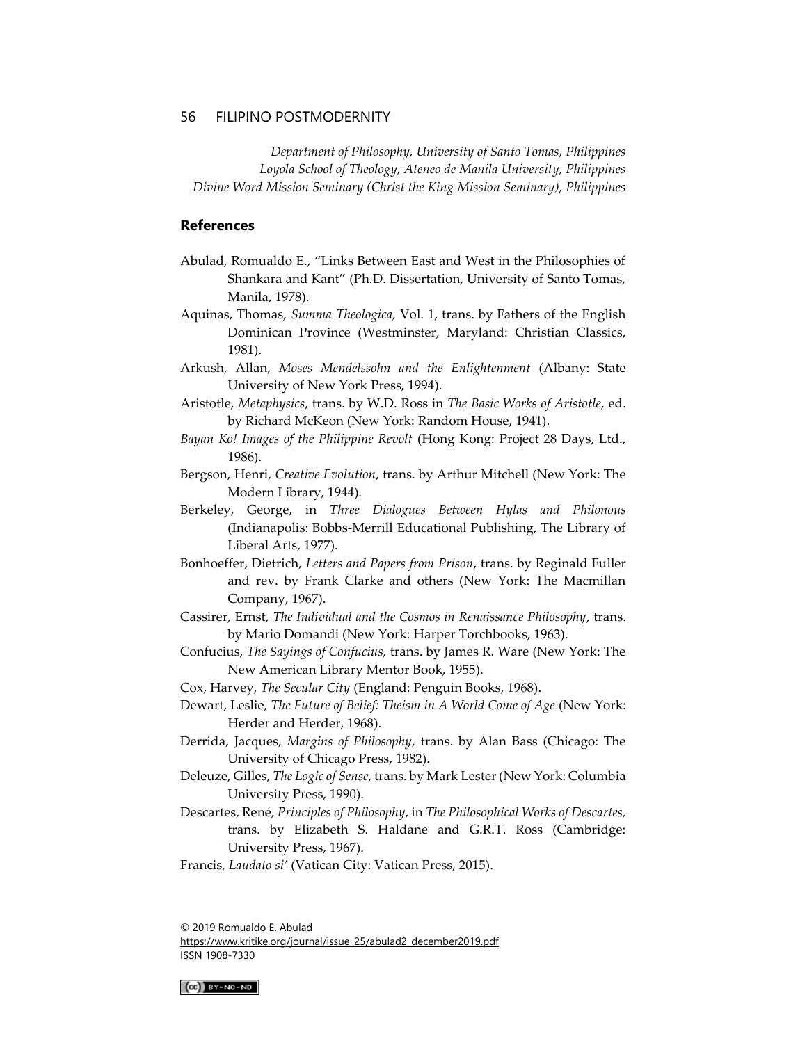*Department of Philosophy, University of Santo Tomas, Philippines*
*Loyola School of Theology, Ateneo de Manila University, Philippines*
*Divine Word Mission Seminary (Christ the King Mission Seminary), Philippines*

## References

Abulad, Romualdo E., "Links Between East and West in the Philosophies of Shankara and Kant" (Ph.D. Dissertation, University of Santo Tomas, Manila, 1978).

Aquinas, Thomas, *Summa Theologica,* Vol. 1, trans. by Fathers of the English Dominican Province (Westminster, Maryland: Christian Classics, 1981).

Arkush, Allan, *Moses Mendelssohn and the Enlightenment* (Albany: State University of New York Press, 1994).

Aristotle, *Metaphysics*, trans. by W.D. Ross in *The Basic Works of Aristotle*, ed. by Richard McKeon (New York: Random House, 1941).

*Bayan Ko! Images of the Philippine Revolt* (Hong Kong: Project 28 Days, Ltd., 1986).

Bergson, Henri, *Creative Evolution*, trans. by Arthur Mitchell (New York: The Modern Library, 1944).

Berkeley, George, in *Three Dialogues Between Hylas and Philonous* (Indianapolis: Bobbs-Merrill Educational Publishing, The Library of Liberal Arts, 1977).

Bonhoeffer, Dietrich, *Letters and Papers from Prison*, trans. by Reginald Fuller and rev. by Frank Clarke and others (New York: The Macmillan Company, 1967).

Cassirer, Ernst, *The Individual and the Cosmos in Renaissance Philosophy*, trans. by Mario Domandi (New York: Harper Torchbooks, 1963).

Confucius, *The Sayings of Confucius,* trans. by James R. Ware (New York: The New American Library Mentor Book, 1955).

Cox, Harvey, *The Secular City* (England: Penguin Books, 1968).

Dewart, Leslie, *The Future of Belief: Theism in A World Come of Age* (New York: Herder and Herder, 1968).

Derrida, Jacques, *Margins of Philosophy*, trans. by Alan Bass (Chicago: The University of Chicago Press, 1982).

Deleuze, Gilles, *The Logic of Sense*, trans. by Mark Lester (New York: Columbia University Press, 1990).

Descartes, René, *Principles of Philosophy*, in *The Philosophical Works of Descartes*, trans. by Elizabeth S. Haldane and G.R.T. Ross (Cambridge: University Press, 1967).

Francis, *Laudato si'* (Vatican City: Vatican Press, 2015).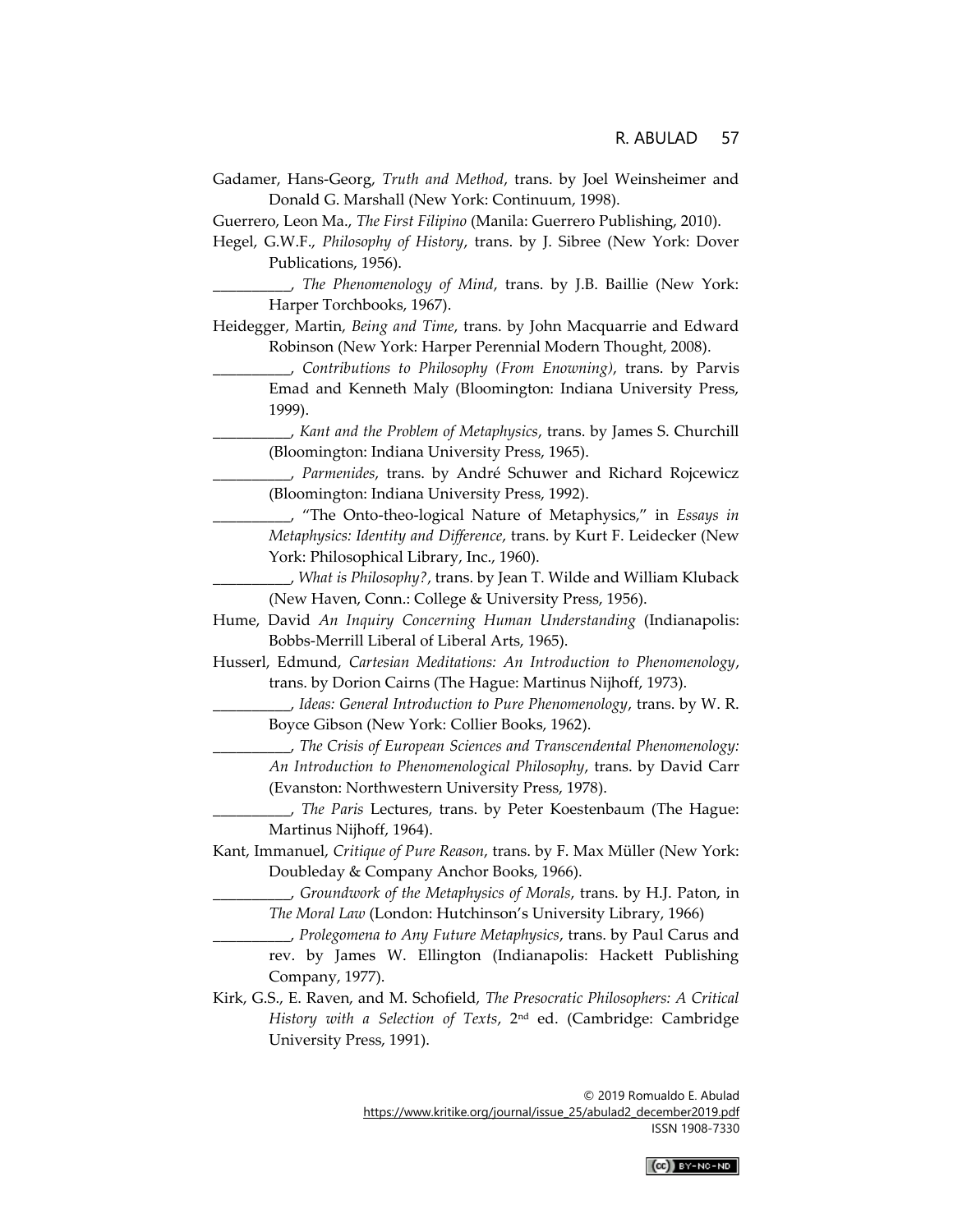Gadamer, Hans-Georg, *Truth and Method*, trans. by Joel Weinsheimer and Donald G. Marshall (New York: Continuum, 1998).

Guerrero, Leon Ma., *The First Filipino* (Manila: Guerrero Publishing, 2010).

Hegel, G.W.F., *Philosophy of History*, trans. by J. Sibree (New York: Dover Publications, 1956).

__________, *The Phenomenology of Mind*, trans. by J.B. Baillie (New York: Harper Torchbooks, 1967).

Heidegger, Martin, *Being and Time*, trans. by John Macquarrie and Edward Robinson (New York: Harper Perennial Modern Thought, 2008).

__________, *Contributions to Philosophy (From Enowning)*, trans. by Parvis Emad and Kenneth Maly (Bloomington: Indiana University Press, 1999).

__________, *Kant and the Problem of Metaphysics*, trans. by James S. Churchill (Bloomington: Indiana University Press, 1965).

__________, *Parmenides*, trans. by André Schuwer and Richard Rojcewicz (Bloomington: Indiana University Press, 1992).

__________, "The Onto-theo-logical Nature of Metaphysics," in *Essays in Metaphysics: Identity and Difference*, trans. by Kurt F. Leidecker (New York: Philosophical Library, Inc., 1960).

__________, *What is Philosophy?*, trans. by Jean T. Wilde and William Kluback (New Haven, Conn.: College & University Press, 1956).

Hume, David *An Inquiry Concerning Human Understanding* (Indianapolis: Bobbs-Merrill Liberal of Liberal Arts, 1965).

Husserl, Edmund, *Cartesian Meditations: An Introduction to Phenomenology*, trans. by Dorion Cairns (The Hague: Martinus Nijhoff, 1973).

__________, *Ideas: General Introduction to Pure Phenomenology*, trans. by W. R. Boyce Gibson (New York: Collier Books, 1962).

__________, *The Crisis of European Sciences and Transcendental Phenomenology: An Introduction to Phenomenological Philosophy*, trans. by David Carr (Evanston: Northwestern University Press, 1978).

__________, *The Paris* Lectures, trans. by Peter Koestenbaum (The Hague: Martinus Nijhoff, 1964).

Kant, Immanuel, *Critique of Pure Reason*, trans. by F. Max Müller (New York: Doubleday & Company Anchor Books, 1966).

__________, *Groundwork of the Metaphysics of Morals*, trans. by H.J. Paton, in *The Moral Law* (London: Hutchinson's University Library, 1966)

__________, *Prolegomena to Any Future Metaphysics*, trans. by Paul Carus and rev. by James W. Ellington (Indianapolis: Hackett Publishing Company, 1977).

Kirk, G.S., E. Raven, and M. Schofield, *The Presocratic Philosophers: A Critical History with a Selection of Texts*, 2nd ed. (Cambridge: Cambridge University Press, 1991).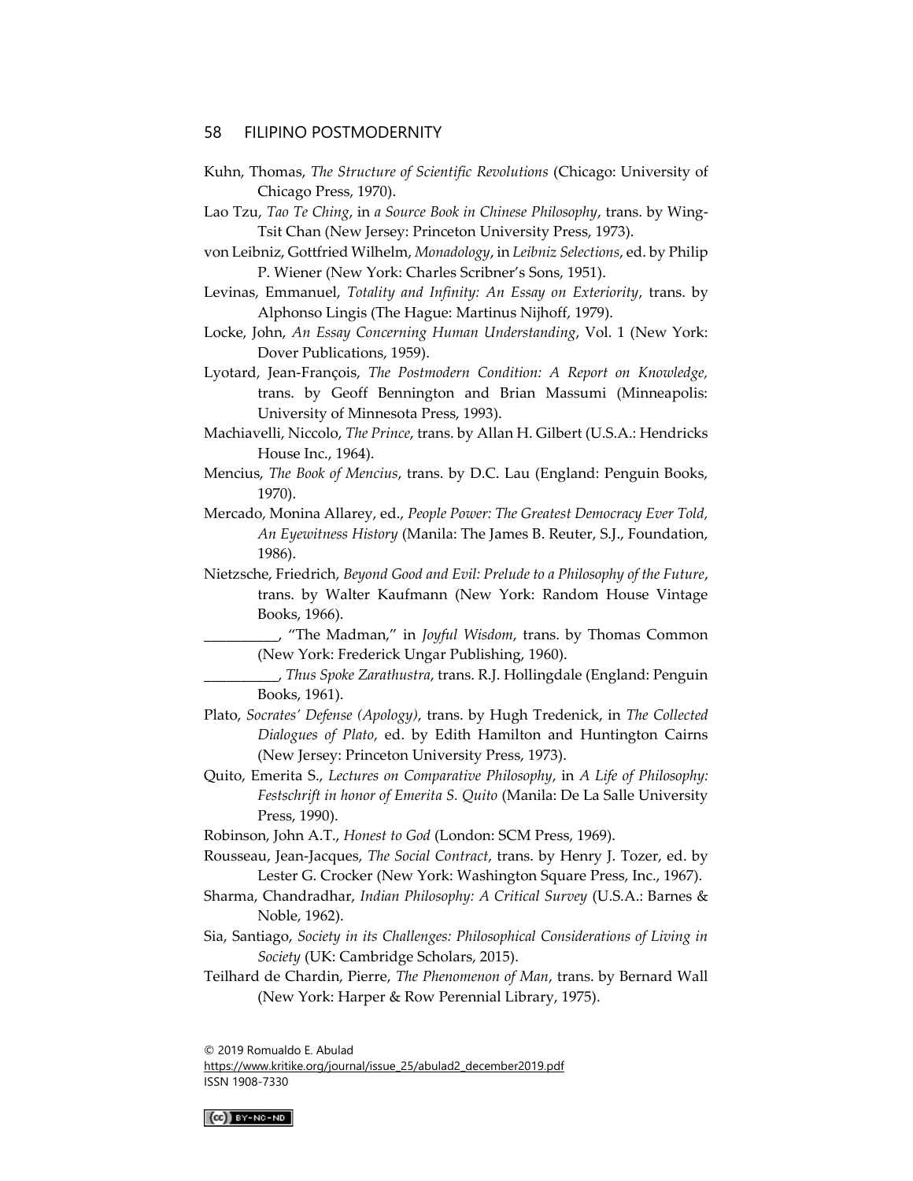Kuhn, Thomas, *The Structure of Scientific Revolutions* (Chicago: University of Chicago Press, 1970).

Lao Tzu, *Tao Te Ching*, in *a Source Book in Chinese Philosophy*, trans. by Wing-Tsit Chan (New Jersey: Princeton University Press, 1973).

von Leibniz, Gottfried Wilhelm, *Monadology*, in *Leibniz Selections*, ed. by Philip P. Wiener (New York: Charles Scribner's Sons, 1951).

Levinas, Emmanuel, *Totality and Infinity: An Essay on Exteriority*, trans. by Alphonso Lingis (The Hague: Martinus Nijhoff, 1979).

Locke, John, *An Essay Concerning Human Understanding*, Vol. 1 (New York: Dover Publications, 1959).

Lyotard, Jean-François, *The Postmodern Condition: A Report on Knowledge,* trans. by Geoff Bennington and Brian Massumi (Minneapolis: University of Minnesota Press, 1993).

Machiavelli, Niccolo, *The Prince*, trans. by Allan H. Gilbert (U.S.A.: Hendricks House Inc., 1964).

Mencius, *The Book of Mencius*, trans. by D.C. Lau (England: Penguin Books, 1970).

Mercado, Monina Allarey, ed., *People Power: The Greatest Democracy Ever Told, An Eyewitness History* (Manila: The James B. Reuter, S.J., Foundation, 1986).

Nietzsche, Friedrich, *Beyond Good and Evil: Prelude to a Philosophy of the Future*, trans. by Walter Kaufmann (New York: Random House Vintage Books, 1966).

__________, "The Madman," in *Joyful Wisdom*, trans. by Thomas Common (New York: Frederick Ungar Publishing, 1960).

__________, *Thus Spoke Zarathustra*, trans. R.J. Hollingdale (England: Penguin Books, 1961).

Plato, *Socrates' Defense (Apology)*, trans. by Hugh Tredenick, in *The Collected Dialogues of Plato*, ed. by Edith Hamilton and Huntington Cairns (New Jersey: Princeton University Press, 1973).

Quito, Emerita S., *Lectures on Comparative Philosophy*, in *A Life of Philosophy: Festschrift in honor of Emerita S. Quito* (Manila: De La Salle University Press, 1990).

Robinson, John A.T., *Honest to God* (London: SCM Press, 1969).

Rousseau, Jean-Jacques, *The Social Contract*, trans. by Henry J. Tozer, ed. by Lester G. Crocker (New York: Washington Square Press, Inc., 1967).

Sharma, Chandradhar, *Indian Philosophy: A Critical Survey* (U.S.A.: Barnes & Noble, 1962).

Sia, Santiago, *Society in its Challenges: Philosophical Considerations of Living in Society* (UK: Cambridge Scholars, 2015).

Teilhard de Chardin, Pierre, *The Phenomenon of Man*, trans. by Bernard Wall (New York: Harper & Row Perennial Library, 1975).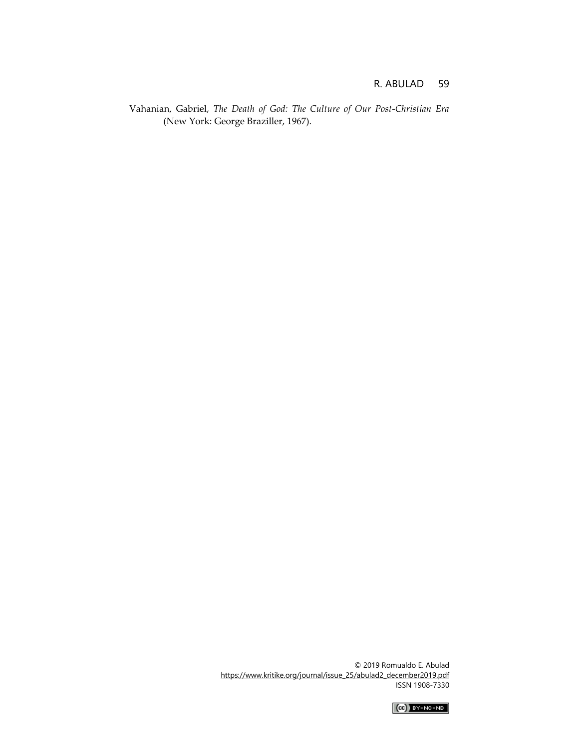Vahanian, Gabriel, *The Death of God: The Culture of Our Post-Christian Era* (New York: George Braziller, 1967).

© 2019 Romualdo E. Abulad
https://www.kritike.org/journal/issue_25/abulad2_december2019.pdf
ISSN 1908-7330